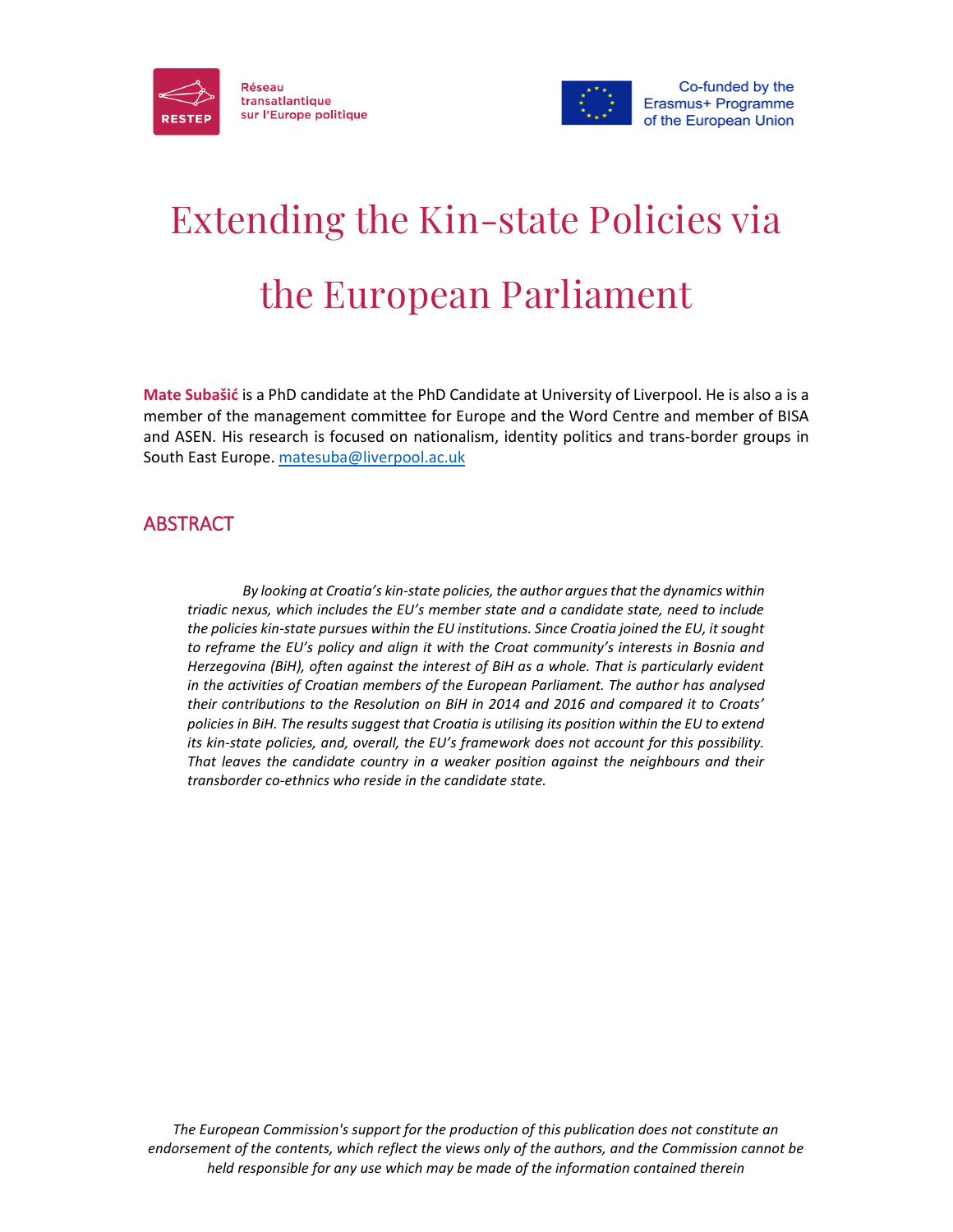Réseau transatlantique sur l'Europe politique

Co-funded by the Erasmus+ Programme of the European Union

# Extending the Kin-state Policies via the European Parliament

**Mate Subašić** is a PhD candidate at the PhD Candidate at University of Liverpool. He is also a is a member of the management committee for Europe and the Word Centre and member of BISA and ASEN. His research is focused on nationalism, identity politics and trans-border groups in South East Europe. matesuba@liverpool.ac.uk

## ABSTRACT

*By looking at Croatia's kin-state policies, the author argues that the dynamics within triadic nexus, which includes the EU's member state and a candidate state, need to include the policies kin-state pursues within the EU institutions. Since Croatia joined the EU, it sought to reframe the EU's policy and align it with the Croat community's interests in Bosnia and Herzegovina (BiH), often against the interest of BiH as a whole. That is particularly evident in the activities of Croatian members of the European Parliament. The author has analysed their contributions to the Resolution on BiH in 2014 and 2016 and compared it to Croats' policies in BiH. The results suggest that Croatia is utilising its position within the EU to extend its kin-state policies, and, overall, the EU's framework does not account for this possibility. That leaves the candidate country in a weaker position against the neighbours and their transborder co-ethnics who reside in the candidate state.*

*The European Commission's support for the production of this publication does not constitute an endorsement of the contents, which reflect the views only of the authors, and the Commission cannot be held responsible for any use which may be made of the information contained therein*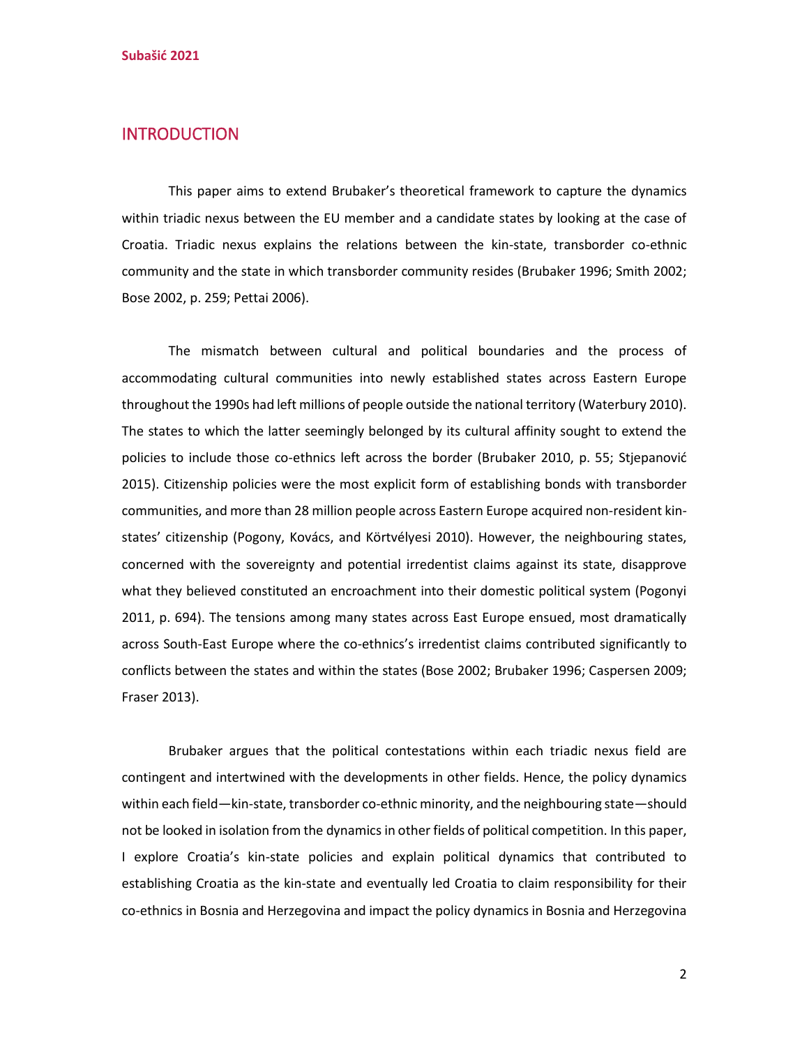## INTRODUCTION

This paper aims to extend Brubaker's theoretical framework to capture the dynamics within triadic nexus between the EU member and a candidate states by looking at the case of Croatia. Triadic nexus explains the relations between the kin-state, transborder co-ethnic community and the state in which transborder community resides (Brubaker 1996; Smith 2002; Bose 2002, p. 259; Pettai 2006).

The mismatch between cultural and political boundaries and the process of accommodating cultural communities into newly established states across Eastern Europe throughout the 1990s had left millions of people outside the national territory (Waterbury 2010). The states to which the latter seemingly belonged by its cultural affinity sought to extend the policies to include those co-ethnics left across the border (Brubaker 2010, p. 55; Stjepanović 2015). Citizenship policies were the most explicit form of establishing bonds with transborder communities, and more than 28 million people across Eastern Europe acquired non-resident kin-states' citizenship (Pogony, Kovács, and Körtvélyesi 2010). However, the neighbouring states, concerned with the sovereignty and potential irredentist claims against its state, disapprove what they believed constituted an encroachment into their domestic political system (Pogonyi 2011, p. 694). The tensions among many states across East Europe ensued, most dramatically across South-East Europe where the co-ethnics's irredentist claims contributed significantly to conflicts between the states and within the states (Bose 2002; Brubaker 1996; Caspersen 2009; Fraser 2013).

Brubaker argues that the political contestations within each triadic nexus field are contingent and intertwined with the developments in other fields. Hence, the policy dynamics within each field—kin-state, transborder co-ethnic minority, and the neighbouring state—should not be looked in isolation from the dynamics in other fields of political competition. In this paper, I explore Croatia's kin-state policies and explain political dynamics that contributed to establishing Croatia as the kin-state and eventually led Croatia to claim responsibility for their co-ethnics in Bosnia and Herzegovina and impact the policy dynamics in Bosnia and Herzegovina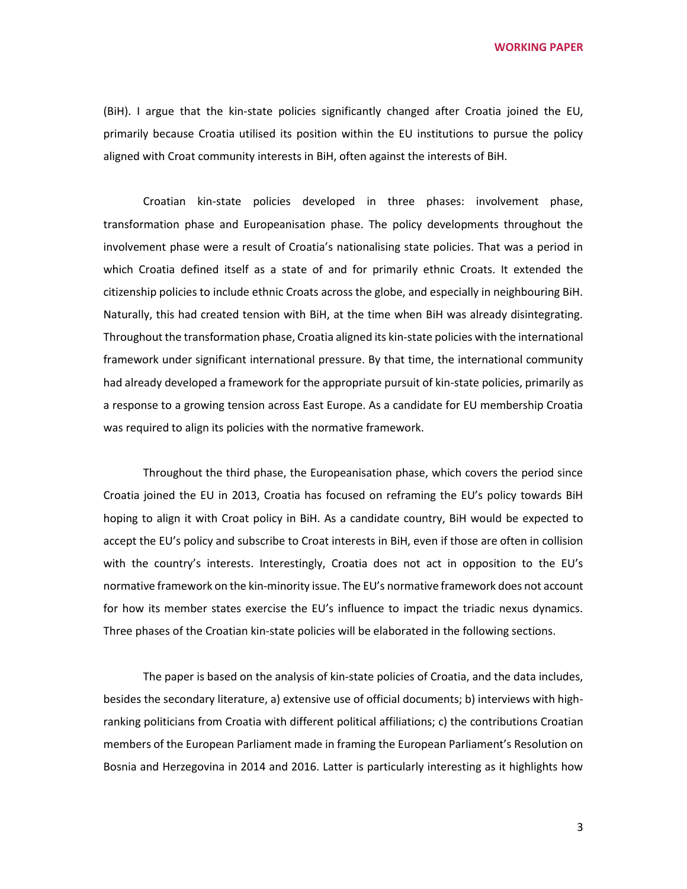(BiH). I argue that the kin-state policies significantly changed after Croatia joined the EU, primarily because Croatia utilised its position within the EU institutions to pursue the policy aligned with Croat community interests in BiH, often against the interests of BiH.

Croatian kin-state policies developed in three phases: involvement phase, transformation phase and Europeanisation phase. The policy developments throughout the involvement phase were a result of Croatia's nationalising state policies. That was a period in which Croatia defined itself as a state of and for primarily ethnic Croats. It extended the citizenship policies to include ethnic Croats across the globe, and especially in neighbouring BiH. Naturally, this had created tension with BiH, at the time when BiH was already disintegrating. Throughout the transformation phase, Croatia aligned its kin-state policies with the international framework under significant international pressure. By that time, the international community had already developed a framework for the appropriate pursuit of kin-state policies, primarily as a response to a growing tension across East Europe. As a candidate for EU membership Croatia was required to align its policies with the normative framework.

Throughout the third phase, the Europeanisation phase, which covers the period since Croatia joined the EU in 2013, Croatia has focused on reframing the EU's policy towards BiH hoping to align it with Croat policy in BiH. As a candidate country, BiH would be expected to accept the EU's policy and subscribe to Croat interests in BiH, even if those are often in collision with the country's interests. Interestingly, Croatia does not act in opposition to the EU's normative framework on the kin-minority issue. The EU's normative framework does not account for how its member states exercise the EU's influence to impact the triadic nexus dynamics. Three phases of the Croatian kin-state policies will be elaborated in the following sections.

The paper is based on the analysis of kin-state policies of Croatia, and the data includes, besides the secondary literature, a) extensive use of official documents; b) interviews with high-ranking politicians from Croatia with different political affiliations; c) the contributions Croatian members of the European Parliament made in framing the European Parliament's Resolution on Bosnia and Herzegovina in 2014 and 2016. Latter is particularly interesting as it highlights how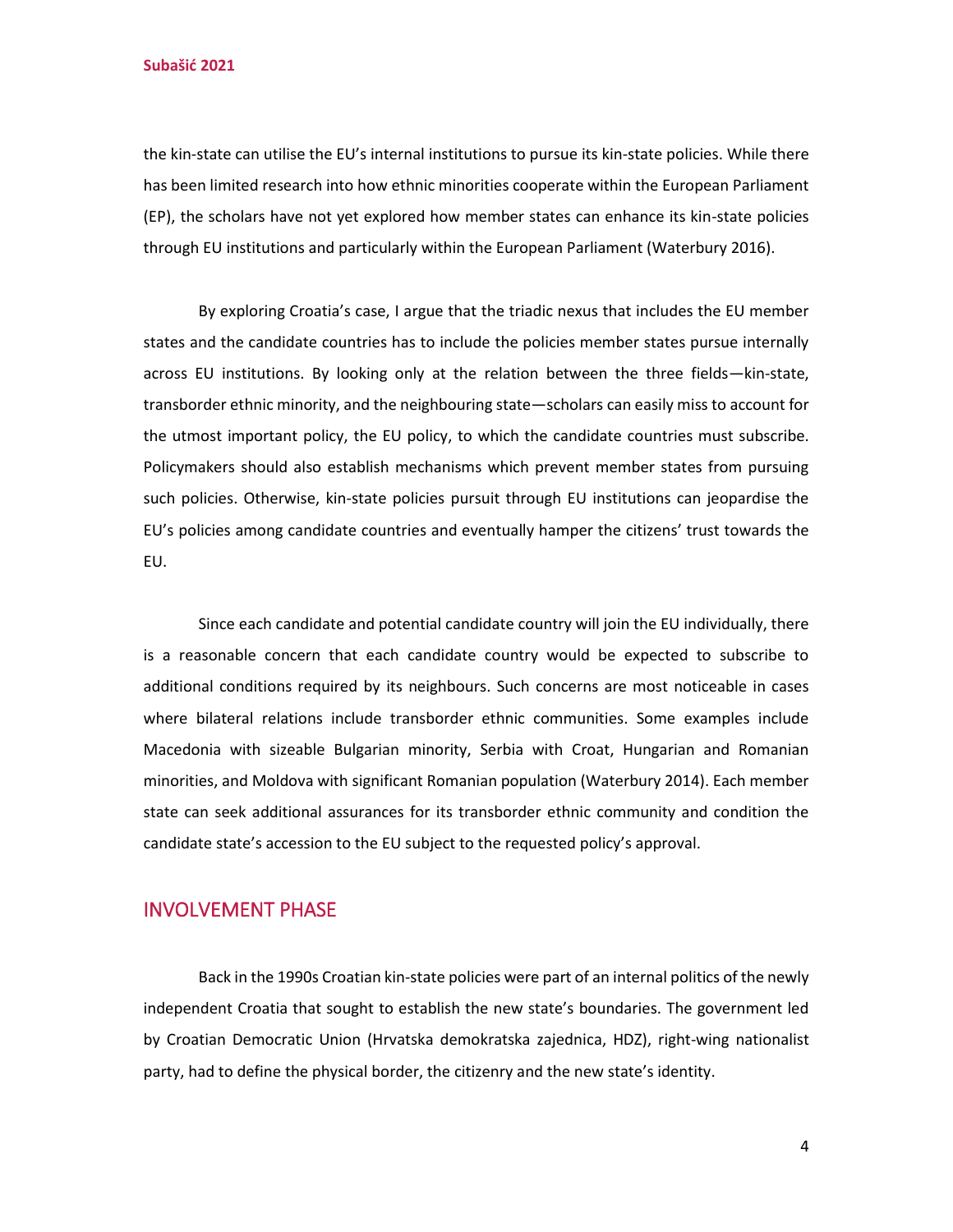the kin-state can utilise the EU's internal institutions to pursue its kin-state policies. While there has been limited research into how ethnic minorities cooperate within the European Parliament (EP), the scholars have not yet explored how member states can enhance its kin-state policies through EU institutions and particularly within the European Parliament (Waterbury 2016).

By exploring Croatia's case, I argue that the triadic nexus that includes the EU member states and the candidate countries has to include the policies member states pursue internally across EU institutions. By looking only at the relation between the three fields—kin-state, transborder ethnic minority, and the neighbouring state—scholars can easily miss to account for the utmost important policy, the EU policy, to which the candidate countries must subscribe. Policymakers should also establish mechanisms which prevent member states from pursuing such policies. Otherwise, kin-state policies pursuit through EU institutions can jeopardise the EU's policies among candidate countries and eventually hamper the citizens' trust towards the EU.

Since each candidate and potential candidate country will join the EU individually, there is a reasonable concern that each candidate country would be expected to subscribe to additional conditions required by its neighbours. Such concerns are most noticeable in cases where bilateral relations include transborder ethnic communities. Some examples include Macedonia with sizeable Bulgarian minority, Serbia with Croat, Hungarian and Romanian minorities, and Moldova with significant Romanian population (Waterbury 2014). Each member state can seek additional assurances for its transborder ethnic community and condition the candidate state's accession to the EU subject to the requested policy's approval.

## INVOLVEMENT PHASE

Back in the 1990s Croatian kin-state policies were part of an internal politics of the newly independent Croatia that sought to establish the new state's boundaries. The government led by Croatian Democratic Union (Hrvatska demokratska zajednica, HDZ), right-wing nationalist party, had to define the physical border, the citizenry and the new state's identity.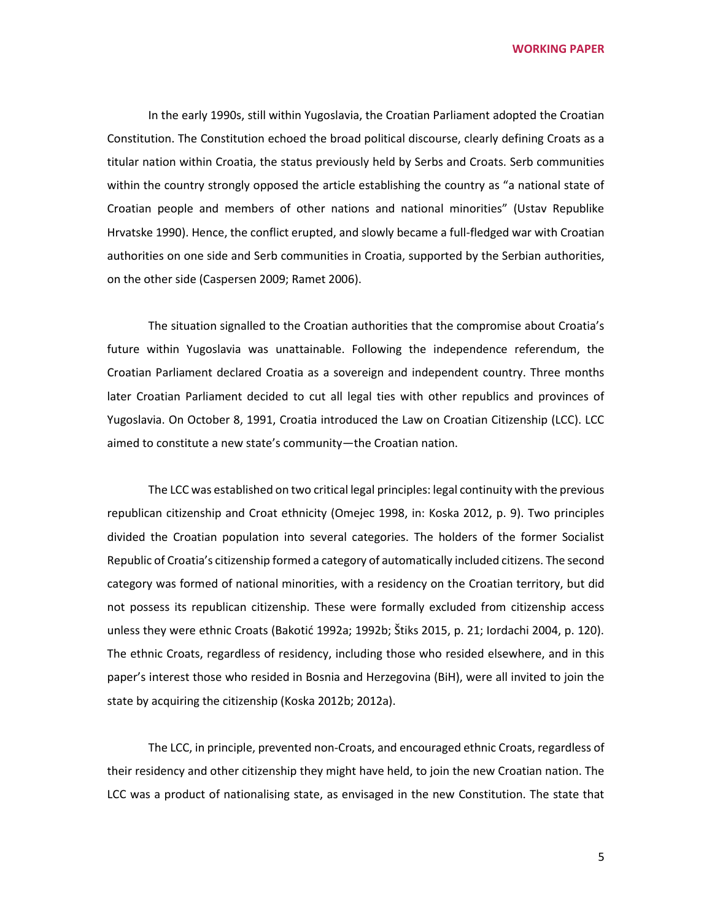In the early 1990s, still within Yugoslavia, the Croatian Parliament adopted the Croatian Constitution. The Constitution echoed the broad political discourse, clearly defining Croats as a titular nation within Croatia, the status previously held by Serbs and Croats. Serb communities within the country strongly opposed the article establishing the country as "a national state of Croatian people and members of other nations and national minorities" (Ustav Republike Hrvatske 1990). Hence, the conflict erupted, and slowly became a full-fledged war with Croatian authorities on one side and Serb communities in Croatia, supported by the Serbian authorities, on the other side (Caspersen 2009; Ramet 2006).

The situation signalled to the Croatian authorities that the compromise about Croatia's future within Yugoslavia was unattainable. Following the independence referendum, the Croatian Parliament declared Croatia as a sovereign and independent country. Three months later Croatian Parliament decided to cut all legal ties with other republics and provinces of Yugoslavia. On October 8, 1991, Croatia introduced the Law on Croatian Citizenship (LCC). LCC aimed to constitute a new state's community—the Croatian nation.

The LCC was established on two critical legal principles: legal continuity with the previous republican citizenship and Croat ethnicity (Omejec 1998, in: Koska 2012, p. 9). Two principles divided the Croatian population into several categories. The holders of the former Socialist Republic of Croatia's citizenship formed a category of automatically included citizens. The second category was formed of national minorities, with a residency on the Croatian territory, but did not possess its republican citizenship. These were formally excluded from citizenship access unless they were ethnic Croats (Bakotić 1992a; 1992b; Štiks 2015, p. 21; Iordachi 2004, p. 120). The ethnic Croats, regardless of residency, including those who resided elsewhere, and in this paper's interest those who resided in Bosnia and Herzegovina (BiH), were all invited to join the state by acquiring the citizenship (Koska 2012b; 2012a).

The LCC, in principle, prevented non-Croats, and encouraged ethnic Croats, regardless of their residency and other citizenship they might have held, to join the new Croatian nation. The LCC was a product of nationalising state, as envisaged in the new Constitution. The state that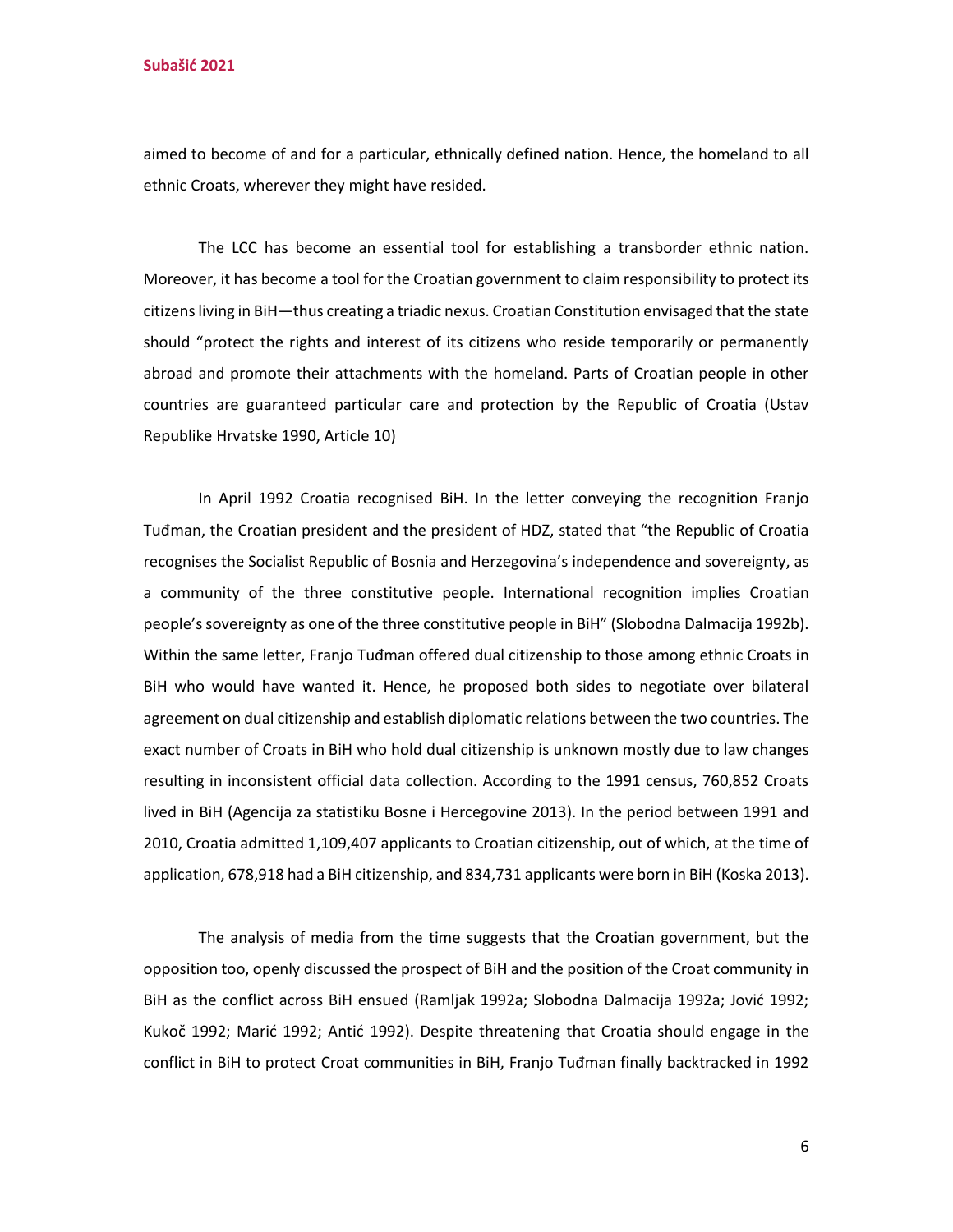aimed to become of and for a particular, ethnically defined nation. Hence, the homeland to all ethnic Croats, wherever they might have resided.

The LCC has become an essential tool for establishing a transborder ethnic nation. Moreover, it has become a tool for the Croatian government to claim responsibility to protect its citizens living in BiH—thus creating a triadic nexus. Croatian Constitution envisaged that the state should "protect the rights and interest of its citizens who reside temporarily or permanently abroad and promote their attachments with the homeland. Parts of Croatian people in other countries are guaranteed particular care and protection by the Republic of Croatia (Ustav Republike Hrvatske 1990, Article 10)

In April 1992 Croatia recognised BiH. In the letter conveying the recognition Franjo Tuđman, the Croatian president and the president of HDZ, stated that "the Republic of Croatia recognises the Socialist Republic of Bosnia and Herzegovina's independence and sovereignty, as a community of the three constitutive people. International recognition implies Croatian people's sovereignty as one of the three constitutive people in BiH" (Slobodna Dalmacija 1992b). Within the same letter, Franjo Tuđman offered dual citizenship to those among ethnic Croats in BiH who would have wanted it. Hence, he proposed both sides to negotiate over bilateral agreement on dual citizenship and establish diplomatic relations between the two countries. The exact number of Croats in BiH who hold dual citizenship is unknown mostly due to law changes resulting in inconsistent official data collection. According to the 1991 census, 760,852 Croats lived in BiH (Agencija za statistiku Bosne i Hercegovine 2013). In the period between 1991 and 2010, Croatia admitted 1,109,407 applicants to Croatian citizenship, out of which, at the time of application, 678,918 had a BiH citizenship, and 834,731 applicants were born in BiH (Koska 2013).

The analysis of media from the time suggests that the Croatian government, but the opposition too, openly discussed the prospect of BiH and the position of the Croat community in BiH as the conflict across BiH ensued (Ramljak 1992a; Slobodna Dalmacija 1992a; Jović 1992; Kukoč 1992; Marić 1992; Antić 1992). Despite threatening that Croatia should engage in the conflict in BiH to protect Croat communities in BiH, Franjo Tuđman finally backtracked in 1992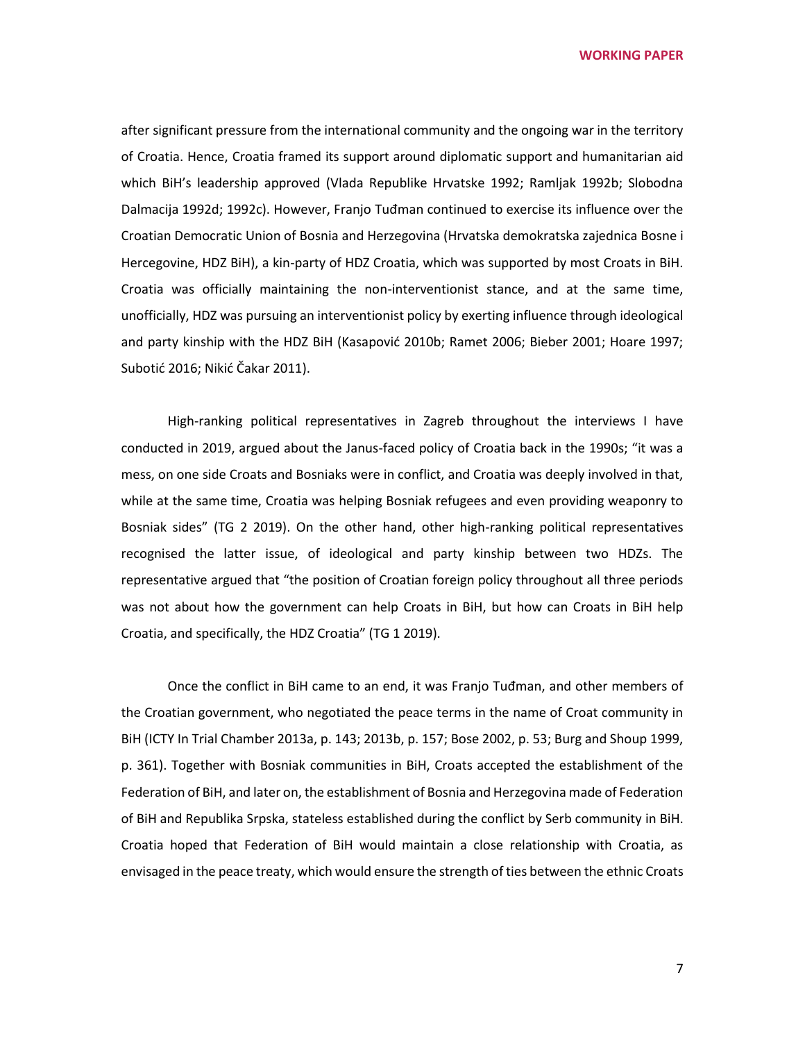after significant pressure from the international community and the ongoing war in the territory of Croatia. Hence, Croatia framed its support around diplomatic support and humanitarian aid which BiH's leadership approved (Vlada Republike Hrvatske 1992; Ramljak 1992b; Slobodna Dalmacija 1992d; 1992c). However, Franjo Tuđman continued to exercise its influence over the Croatian Democratic Union of Bosnia and Herzegovina (Hrvatska demokratska zajednica Bosne i Hercegovine, HDZ BiH), a kin-party of HDZ Croatia, which was supported by most Croats in BiH. Croatia was officially maintaining the non-interventionist stance, and at the same time, unofficially, HDZ was pursuing an interventionist policy by exerting influence through ideological and party kinship with the HDZ BiH (Kasapović 2010b; Ramet 2006; Bieber 2001; Hoare 1997; Subotić 2016; Nikić Čakar 2011).

High-ranking political representatives in Zagreb throughout the interviews I have conducted in 2019, argued about the Janus-faced policy of Croatia back in the 1990s; "it was a mess, on one side Croats and Bosniaks were in conflict, and Croatia was deeply involved in that, while at the same time, Croatia was helping Bosniak refugees and even providing weaponry to Bosniak sides" (TG 2 2019). On the other hand, other high-ranking political representatives recognised the latter issue, of ideological and party kinship between two HDZs. The representative argued that "the position of Croatian foreign policy throughout all three periods was not about how the government can help Croats in BiH, but how can Croats in BiH help Croatia, and specifically, the HDZ Croatia" (TG 1 2019).

Once the conflict in BiH came to an end, it was Franjo Tuđman, and other members of the Croatian government, who negotiated the peace terms in the name of Croat community in BiH (ICTY In Trial Chamber 2013a, p. 143; 2013b, p. 157; Bose 2002, p. 53; Burg and Shoup 1999, p. 361). Together with Bosniak communities in BiH, Croats accepted the establishment of the Federation of BiH, and later on, the establishment of Bosnia and Herzegovina made of Federation of BiH and Republika Srpska, stateless established during the conflict by Serb community in BiH. Croatia hoped that Federation of BiH would maintain a close relationship with Croatia, as envisaged in the peace treaty, which would ensure the strength of ties between the ethnic Croats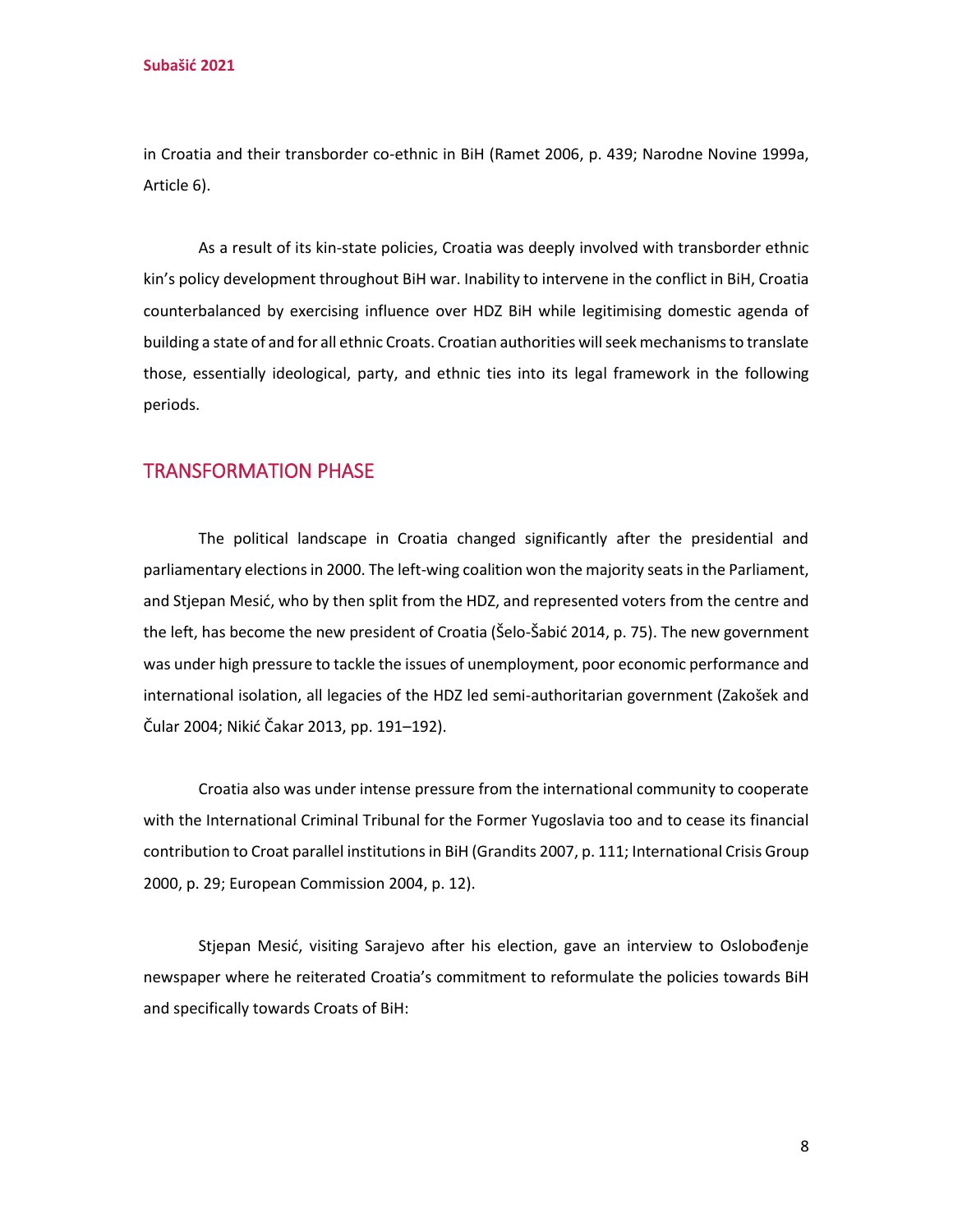in Croatia and their transborder co-ethnic in BiH (Ramet 2006, p. 439; Narodne Novine 1999a, Article 6).

As a result of its kin-state policies, Croatia was deeply involved with transborder ethnic kin's policy development throughout BiH war. Inability to intervene in the conflict in BiH, Croatia counterbalanced by exercising influence over HDZ BiH while legitimising domestic agenda of building a state of and for all ethnic Croats. Croatian authorities will seek mechanisms to translate those, essentially ideological, party, and ethnic ties into its legal framework in the following periods.

## TRANSFORMATION PHASE

The political landscape in Croatia changed significantly after the presidential and parliamentary elections in 2000. The left-wing coalition won the majority seats in the Parliament, and Stjepan Mesić, who by then split from the HDZ, and represented voters from the centre and the left, has become the new president of Croatia (Šelo-Šabić 2014, p. 75). The new government was under high pressure to tackle the issues of unemployment, poor economic performance and international isolation, all legacies of the HDZ led semi-authoritarian government (Zakošek and Čular 2004; Nikić Čakar 2013, pp. 191–192).

Croatia also was under intense pressure from the international community to cooperate with the International Criminal Tribunal for the Former Yugoslavia too and to cease its financial contribution to Croat parallel institutions in BiH (Grandits 2007, p. 111; International Crisis Group 2000, p. 29; European Commission 2004, p. 12).

Stjepan Mesić, visiting Sarajevo after his election, gave an interview to Oslobođenje newspaper where he reiterated Croatia's commitment to reformulate the policies towards BiH and specifically towards Croats of BiH: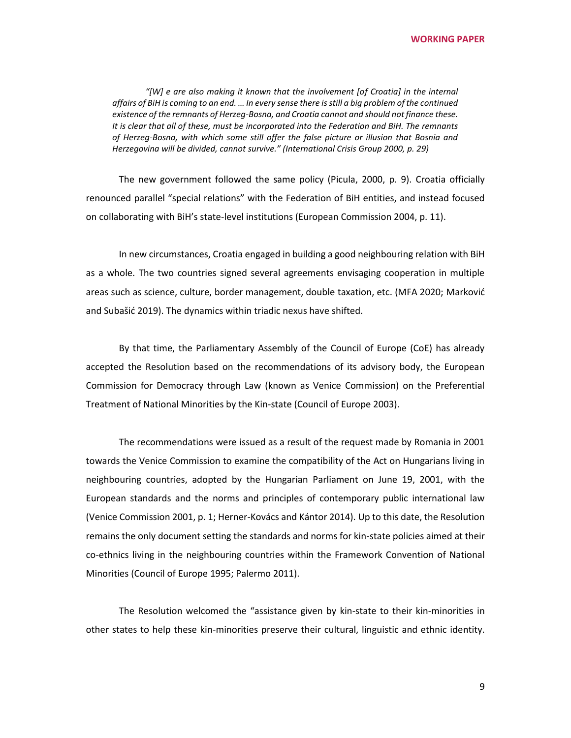*"[W] e are also making it known that the involvement [of Croatia] in the internal affairs of BiH is coming to an end. … In every sense there is still a big problem of the continued existence of the remnants of Herzeg-Bosna, and Croatia cannot and should not finance these. It is clear that all of these, must be incorporated into the Federation and BiH. The remnants of Herzeg-Bosna, with which some still offer the false picture or illusion that Bosnia and Herzegovina will be divided, cannot survive." (International Crisis Group 2000, p. 29)*

The new government followed the same policy (Picula, 2000, p. 9). Croatia officially renounced parallel "special relations" with the Federation of BiH entities, and instead focused on collaborating with BiH's state-level institutions (European Commission 2004, p. 11).

In new circumstances, Croatia engaged in building a good neighbouring relation with BiH as a whole. The two countries signed several agreements envisaging cooperation in multiple areas such as science, culture, border management, double taxation, etc. (MFA 2020; Marković and Subašić 2019). The dynamics within triadic nexus have shifted.

By that time, the Parliamentary Assembly of the Council of Europe (CoE) has already accepted the Resolution based on the recommendations of its advisory body, the European Commission for Democracy through Law (known as Venice Commission) on the Preferential Treatment of National Minorities by the Kin-state (Council of Europe 2003).

The recommendations were issued as a result of the request made by Romania in 2001 towards the Venice Commission to examine the compatibility of the Act on Hungarians living in neighbouring countries, adopted by the Hungarian Parliament on June 19, 2001, with the European standards and the norms and principles of contemporary public international law (Venice Commission 2001, p. 1; Herner-Kovács and Kántor 2014). Up to this date, the Resolution remains the only document setting the standards and norms for kin-state policies aimed at their co-ethnics living in the neighbouring countries within the Framework Convention of National Minorities (Council of Europe 1995; Palermo 2011).

The Resolution welcomed the "assistance given by kin-state to their kin-minorities in other states to help these kin-minorities preserve their cultural, linguistic and ethnic identity.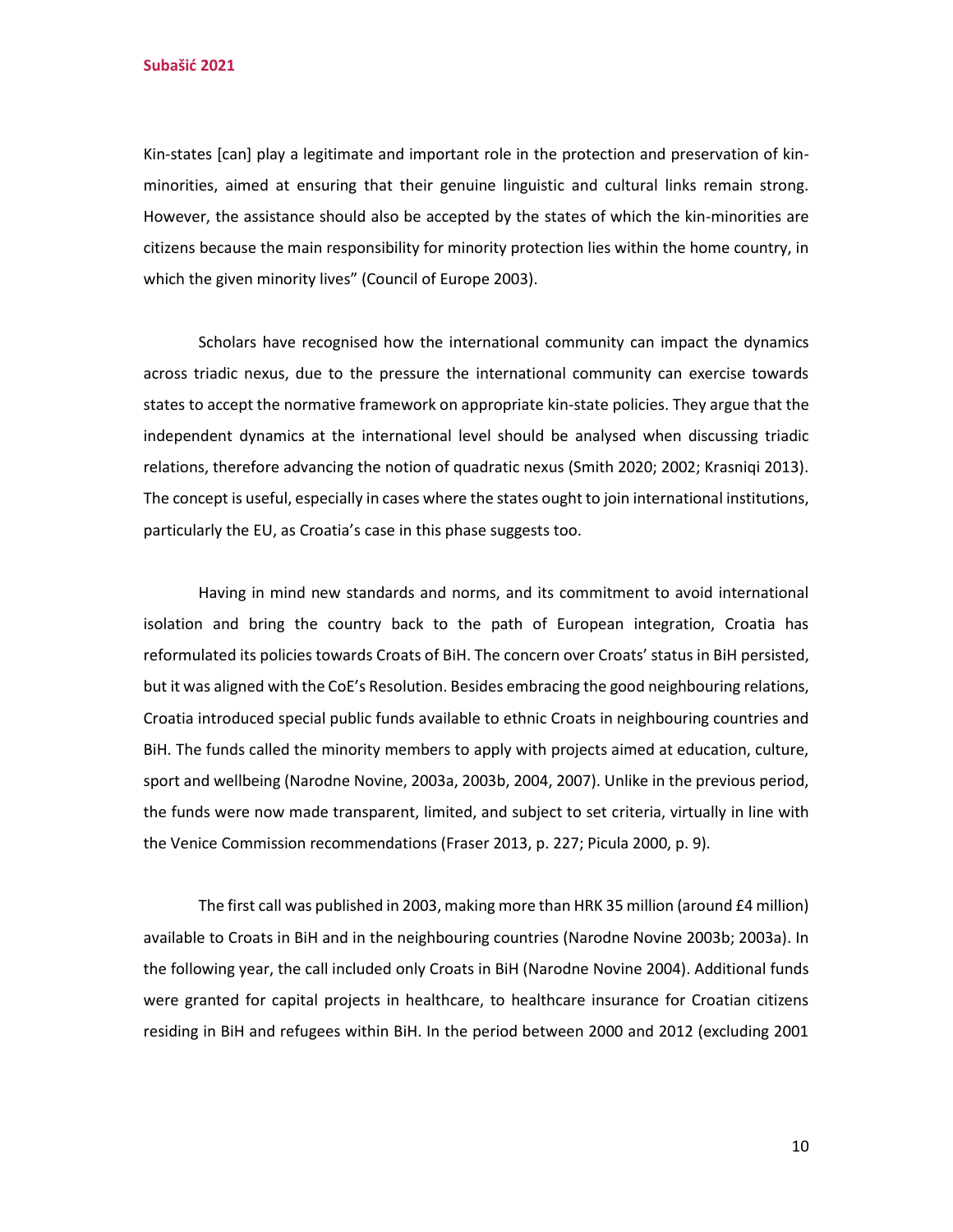Kin-states [can] play a legitimate and important role in the protection and preservation of kin-minorities, aimed at ensuring that their genuine linguistic and cultural links remain strong. However, the assistance should also be accepted by the states of which the kin-minorities are citizens because the main responsibility for minority protection lies within the home country, in which the given minority lives" (Council of Europe 2003).

Scholars have recognised how the international community can impact the dynamics across triadic nexus, due to the pressure the international community can exercise towards states to accept the normative framework on appropriate kin-state policies. They argue that the independent dynamics at the international level should be analysed when discussing triadic relations, therefore advancing the notion of quadratic nexus (Smith 2020; 2002; Krasniqi 2013). The concept is useful, especially in cases where the states ought to join international institutions, particularly the EU, as Croatia's case in this phase suggests too.

Having in mind new standards and norms, and its commitment to avoid international isolation and bring the country back to the path of European integration, Croatia has reformulated its policies towards Croats of BiH. The concern over Croats' status in BiH persisted, but it was aligned with the CoE's Resolution. Besides embracing the good neighbouring relations, Croatia introduced special public funds available to ethnic Croats in neighbouring countries and BiH. The funds called the minority members to apply with projects aimed at education, culture, sport and wellbeing (Narodne Novine, 2003a, 2003b, 2004, 2007). Unlike in the previous period, the funds were now made transparent, limited, and subject to set criteria, virtually in line with the Venice Commission recommendations (Fraser 2013, p. 227; Picula 2000, p. 9).

The first call was published in 2003, making more than HRK 35 million (around £4 million) available to Croats in BiH and in the neighbouring countries (Narodne Novine 2003b; 2003a). In the following year, the call included only Croats in BiH (Narodne Novine 2004). Additional funds were granted for capital projects in healthcare, to healthcare insurance for Croatian citizens residing in BiH and refugees within BiH. In the period between 2000 and 2012 (excluding 2001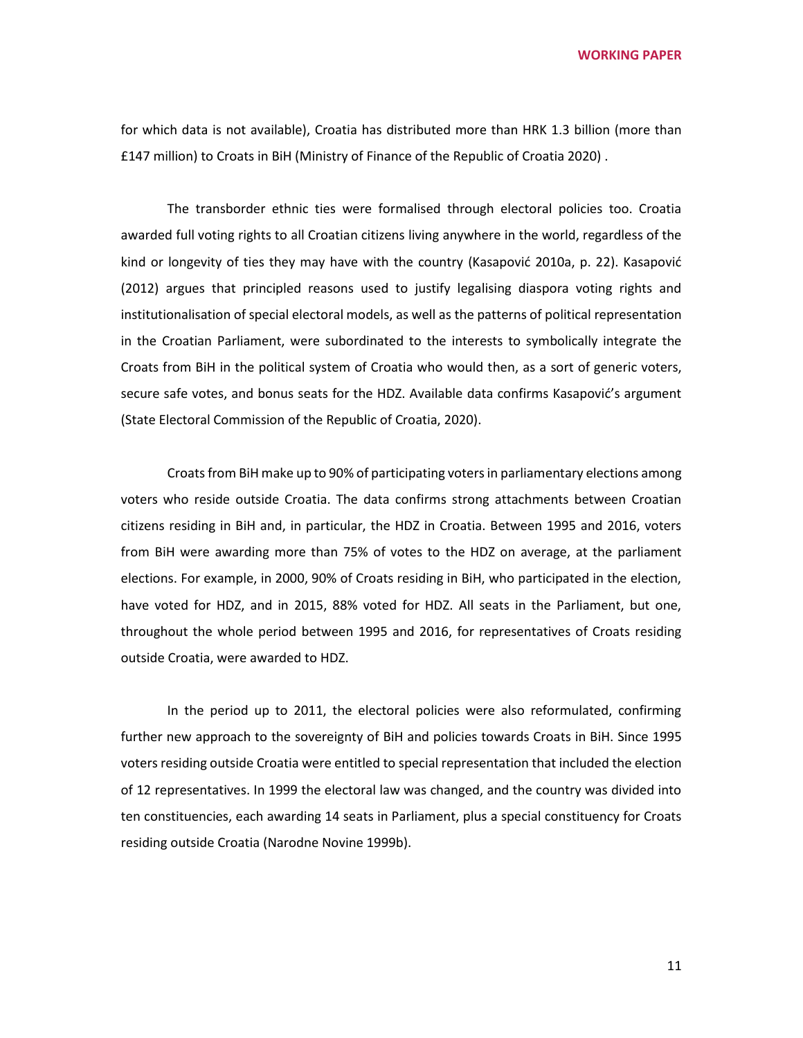for which data is not available), Croatia has distributed more than HRK 1.3 billion (more than £147 million) to Croats in BiH (Ministry of Finance of the Republic of Croatia 2020) .

The transborder ethnic ties were formalised through electoral policies too. Croatia awarded full voting rights to all Croatian citizens living anywhere in the world, regardless of the kind or longevity of ties they may have with the country (Kasapović 2010a, p. 22). Kasapović (2012) argues that principled reasons used to justify legalising diaspora voting rights and institutionalisation of special electoral models, as well as the patterns of political representation in the Croatian Parliament, were subordinated to the interests to symbolically integrate the Croats from BiH in the political system of Croatia who would then, as a sort of generic voters, secure safe votes, and bonus seats for the HDZ. Available data confirms Kasapović's argument (State Electoral Commission of the Republic of Croatia, 2020).

Croats from BiH make up to 90% of participating voters in parliamentary elections among voters who reside outside Croatia. The data confirms strong attachments between Croatian citizens residing in BiH and, in particular, the HDZ in Croatia. Between 1995 and 2016, voters from BiH were awarding more than 75% of votes to the HDZ on average, at the parliament elections. For example, in 2000, 90% of Croats residing in BiH, who participated in the election, have voted for HDZ, and in 2015, 88% voted for HDZ. All seats in the Parliament, but one, throughout the whole period between 1995 and 2016, for representatives of Croats residing outside Croatia, were awarded to HDZ.

In the period up to 2011, the electoral policies were also reformulated, confirming further new approach to the sovereignty of BiH and policies towards Croats in BiH. Since 1995 voters residing outside Croatia were entitled to special representation that included the election of 12 representatives. In 1999 the electoral law was changed, and the country was divided into ten constituencies, each awarding 14 seats in Parliament, plus a special constituency for Croats residing outside Croatia (Narodne Novine 1999b).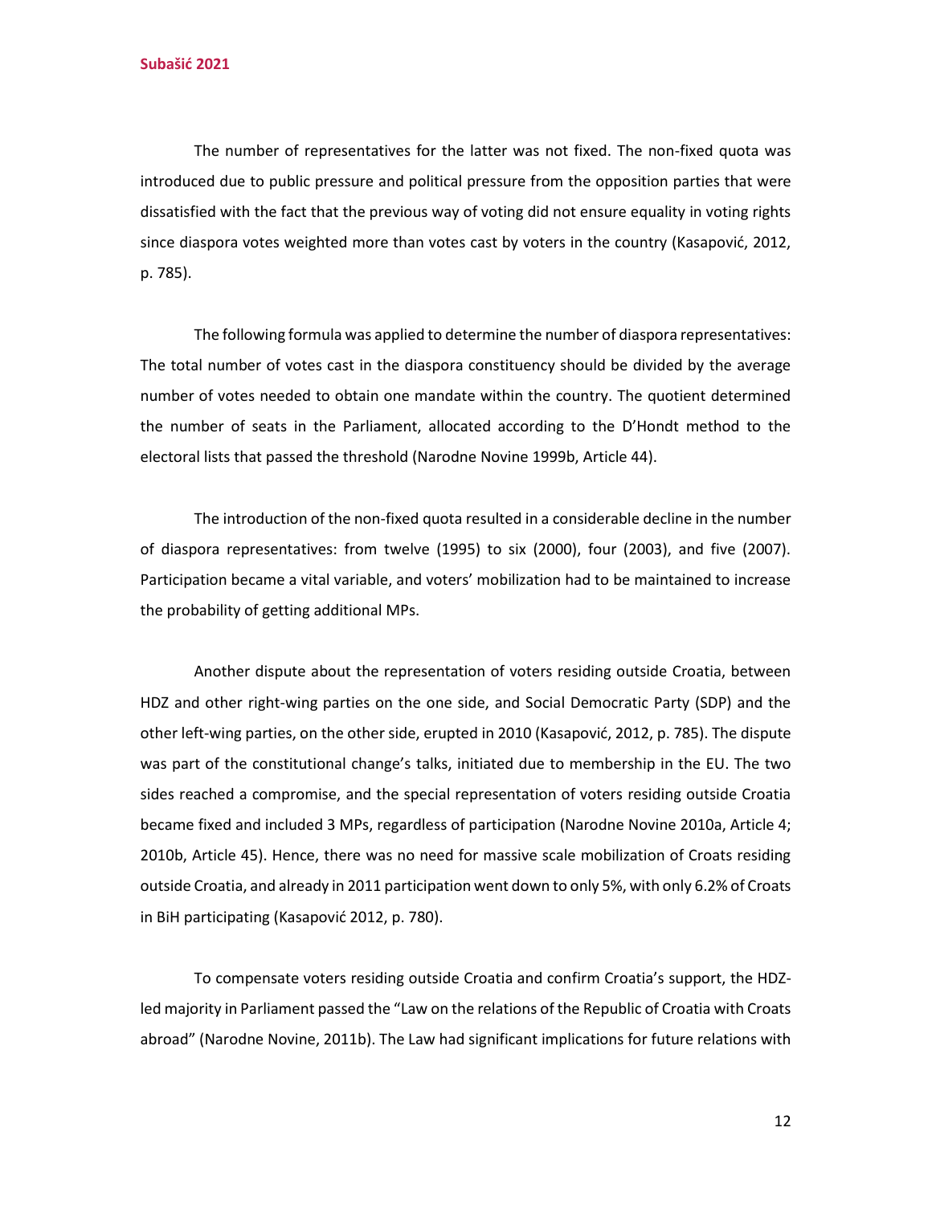The number of representatives for the latter was not fixed. The non-fixed quota was introduced due to public pressure and political pressure from the opposition parties that were dissatisfied with the fact that the previous way of voting did not ensure equality in voting rights since diaspora votes weighted more than votes cast by voters in the country (Kasapović, 2012, p. 785).

The following formula was applied to determine the number of diaspora representatives: The total number of votes cast in the diaspora constituency should be divided by the average number of votes needed to obtain one mandate within the country. The quotient determined the number of seats in the Parliament, allocated according to the D'Hondt method to the electoral lists that passed the threshold (Narodne Novine 1999b, Article 44).

The introduction of the non-fixed quota resulted in a considerable decline in the number of diaspora representatives: from twelve (1995) to six (2000), four (2003), and five (2007). Participation became a vital variable, and voters' mobilization had to be maintained to increase the probability of getting additional MPs.

Another dispute about the representation of voters residing outside Croatia, between HDZ and other right-wing parties on the one side, and Social Democratic Party (SDP) and the other left-wing parties, on the other side, erupted in 2010 (Kasapović, 2012, p. 785). The dispute was part of the constitutional change's talks, initiated due to membership in the EU. The two sides reached a compromise, and the special representation of voters residing outside Croatia became fixed and included 3 MPs, regardless of participation (Narodne Novine 2010a, Article 4; 2010b, Article 45). Hence, there was no need for massive scale mobilization of Croats residing outside Croatia, and already in 2011 participation went down to only 5%, with only 6.2% of Croats in BiH participating (Kasapović 2012, p. 780).

To compensate voters residing outside Croatia and confirm Croatia's support, the HDZ-led majority in Parliament passed the "Law on the relations of the Republic of Croatia with Croats abroad" (Narodne Novine, 2011b). The Law had significant implications for future relations with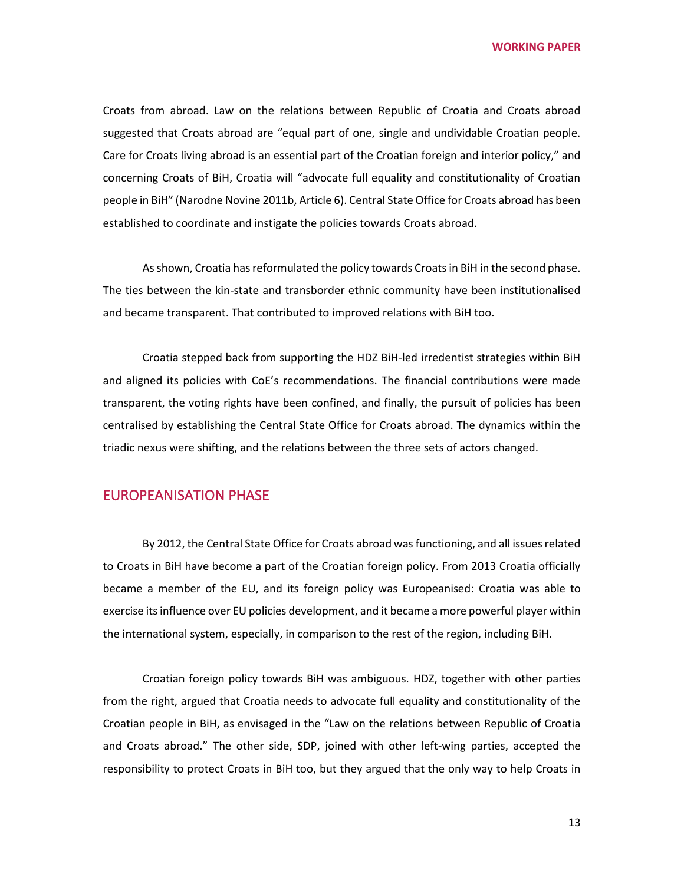Croats from abroad. Law on the relations between Republic of Croatia and Croats abroad suggested that Croats abroad are "equal part of one, single and undividable Croatian people. Care for Croats living abroad is an essential part of the Croatian foreign and interior policy," and concerning Croats of BiH, Croatia will "advocate full equality and constitutionality of Croatian people in BiH" (Narodne Novine 2011b, Article 6). Central State Office for Croats abroad has been established to coordinate and instigate the policies towards Croats abroad.

As shown, Croatia has reformulated the policy towards Croats in BiH in the second phase. The ties between the kin-state and transborder ethnic community have been institutionalised and became transparent. That contributed to improved relations with BiH too.

Croatia stepped back from supporting the HDZ BiH-led irredentist strategies within BiH and aligned its policies with CoE's recommendations. The financial contributions were made transparent, the voting rights have been confined, and finally, the pursuit of policies has been centralised by establishing the Central State Office for Croats abroad. The dynamics within the triadic nexus were shifting, and the relations between the three sets of actors changed.

## EUROPEANISATION PHASE

By 2012, the Central State Office for Croats abroad was functioning, and all issues related to Croats in BiH have become a part of the Croatian foreign policy. From 2013 Croatia officially became a member of the EU, and its foreign policy was Europeanised: Croatia was able to exercise its influence over EU policies development, and it became a more powerful player within the international system, especially, in comparison to the rest of the region, including BiH.

Croatian foreign policy towards BiH was ambiguous. HDZ, together with other parties from the right, argued that Croatia needs to advocate full equality and constitutionality of the Croatian people in BiH, as envisaged in the "Law on the relations between Republic of Croatia and Croats abroad." The other side, SDP, joined with other left-wing parties, accepted the responsibility to protect Croats in BiH too, but they argued that the only way to help Croats in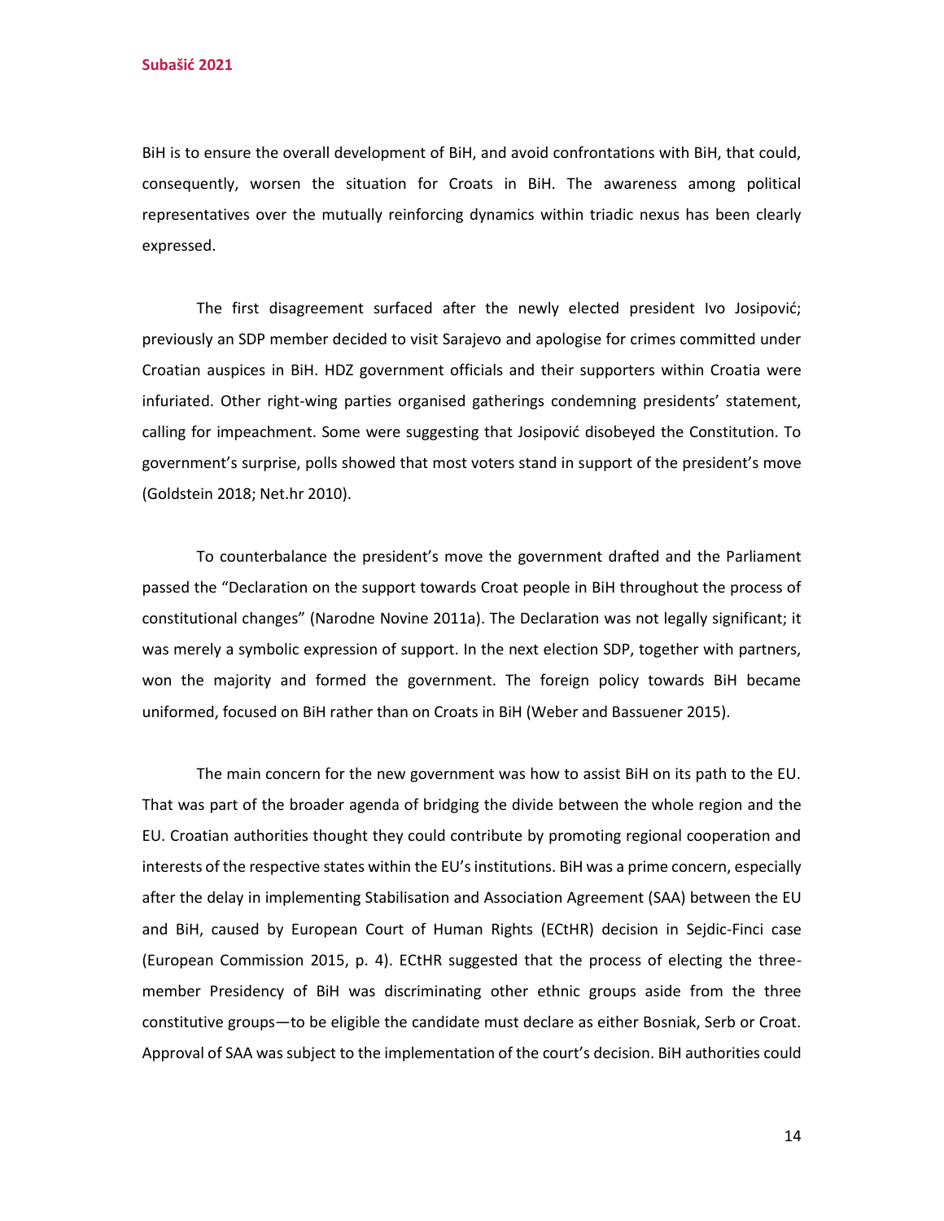BiH is to ensure the overall development of BiH, and avoid confrontations with BiH, that could, consequently, worsen the situation for Croats in BiH. The awareness among political representatives over the mutually reinforcing dynamics within triadic nexus has been clearly expressed.

The first disagreement surfaced after the newly elected president Ivo Josipović; previously an SDP member decided to visit Sarajevo and apologise for crimes committed under Croatian auspices in BiH. HDZ government officials and their supporters within Croatia were infuriated. Other right-wing parties organised gatherings condemning presidents' statement, calling for impeachment. Some were suggesting that Josipović disobeyed the Constitution. To government's surprise, polls showed that most voters stand in support of the president's move (Goldstein 2018; Net.hr 2010).

To counterbalance the president's move the government drafted and the Parliament passed the "Declaration on the support towards Croat people in BiH throughout the process of constitutional changes" (Narodne Novine 2011a). The Declaration was not legally significant; it was merely a symbolic expression of support. In the next election SDP, together with partners, won the majority and formed the government. The foreign policy towards BiH became uniformed, focused on BiH rather than on Croats in BiH (Weber and Bassuener 2015).

The main concern for the new government was how to assist BiH on its path to the EU. That was part of the broader agenda of bridging the divide between the whole region and the EU. Croatian authorities thought they could contribute by promoting regional cooperation and interests of the respective states within the EU's institutions. BiH was a prime concern, especially after the delay in implementing Stabilisation and Association Agreement (SAA) between the EU and BiH, caused by European Court of Human Rights (ECtHR) decision in Sejdic-Finci case (European Commission 2015, p. 4). ECtHR suggested that the process of electing the three-member Presidency of BiH was discriminating other ethnic groups aside from the three constitutive groups—to be eligible the candidate must declare as either Bosniak, Serb or Croat. Approval of SAA was subject to the implementation of the court's decision. BiH authorities could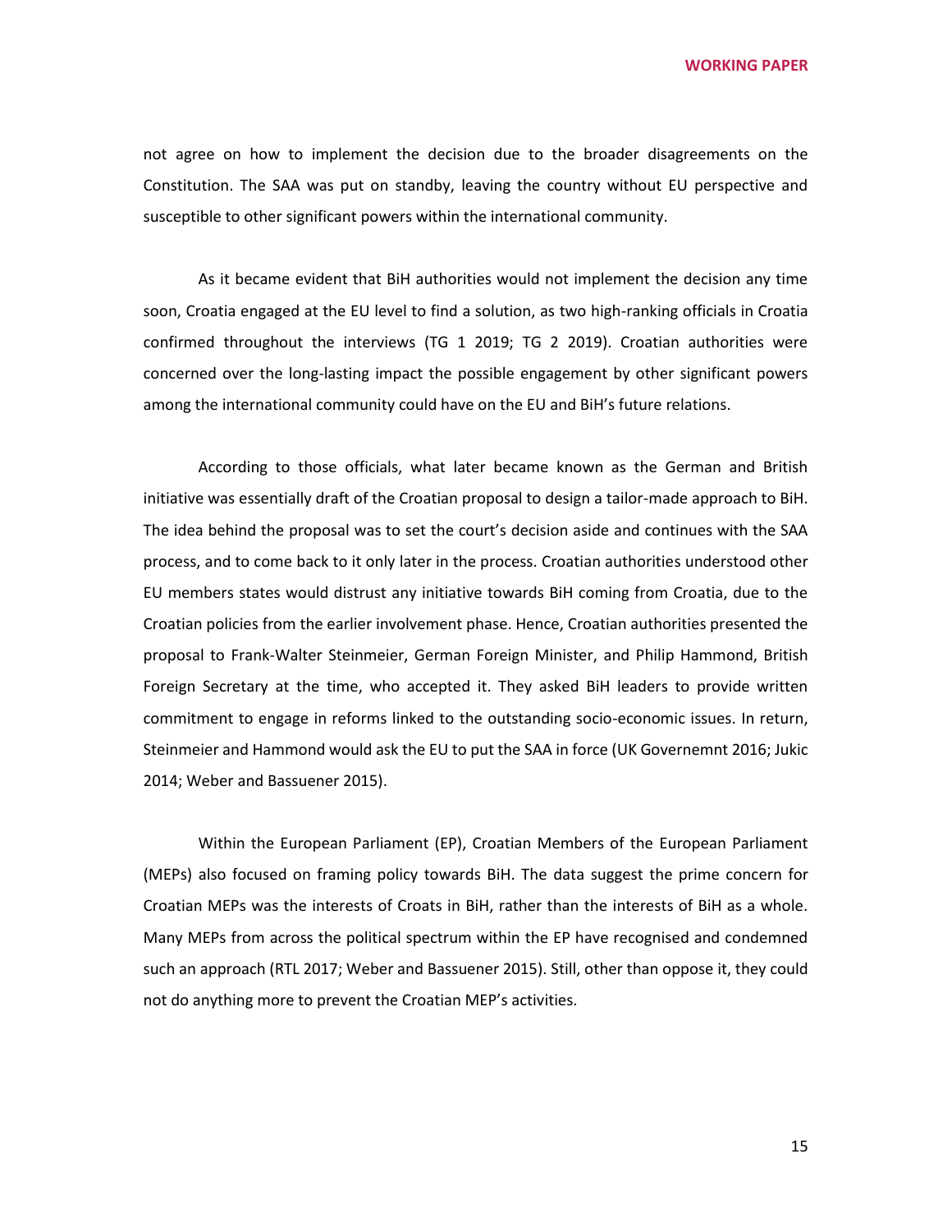not agree on how to implement the decision due to the broader disagreements on the Constitution. The SAA was put on standby, leaving the country without EU perspective and susceptible to other significant powers within the international community.

As it became evident that BiH authorities would not implement the decision any time soon, Croatia engaged at the EU level to find a solution, as two high-ranking officials in Croatia confirmed throughout the interviews (TG 1 2019; TG 2 2019). Croatian authorities were concerned over the long-lasting impact the possible engagement by other significant powers among the international community could have on the EU and BiH's future relations.

According to those officials, what later became known as the German and British initiative was essentially draft of the Croatian proposal to design a tailor-made approach to BiH. The idea behind the proposal was to set the court's decision aside and continues with the SAA process, and to come back to it only later in the process. Croatian authorities understood other EU members states would distrust any initiative towards BiH coming from Croatia, due to the Croatian policies from the earlier involvement phase. Hence, Croatian authorities presented the proposal to Frank-Walter Steinmeier, German Foreign Minister, and Philip Hammond, British Foreign Secretary at the time, who accepted it. They asked BiH leaders to provide written commitment to engage in reforms linked to the outstanding socio-economic issues. In return, Steinmeier and Hammond would ask the EU to put the SAA in force (UK Governemnt 2016; Jukic 2014; Weber and Bassuener 2015).

Within the European Parliament (EP), Croatian Members of the European Parliament (MEPs) also focused on framing policy towards BiH. The data suggest the prime concern for Croatian MEPs was the interests of Croats in BiH, rather than the interests of BiH as a whole. Many MEPs from across the political spectrum within the EP have recognised and condemned such an approach (RTL 2017; Weber and Bassuener 2015). Still, other than oppose it, they could not do anything more to prevent the Croatian MEP's activities.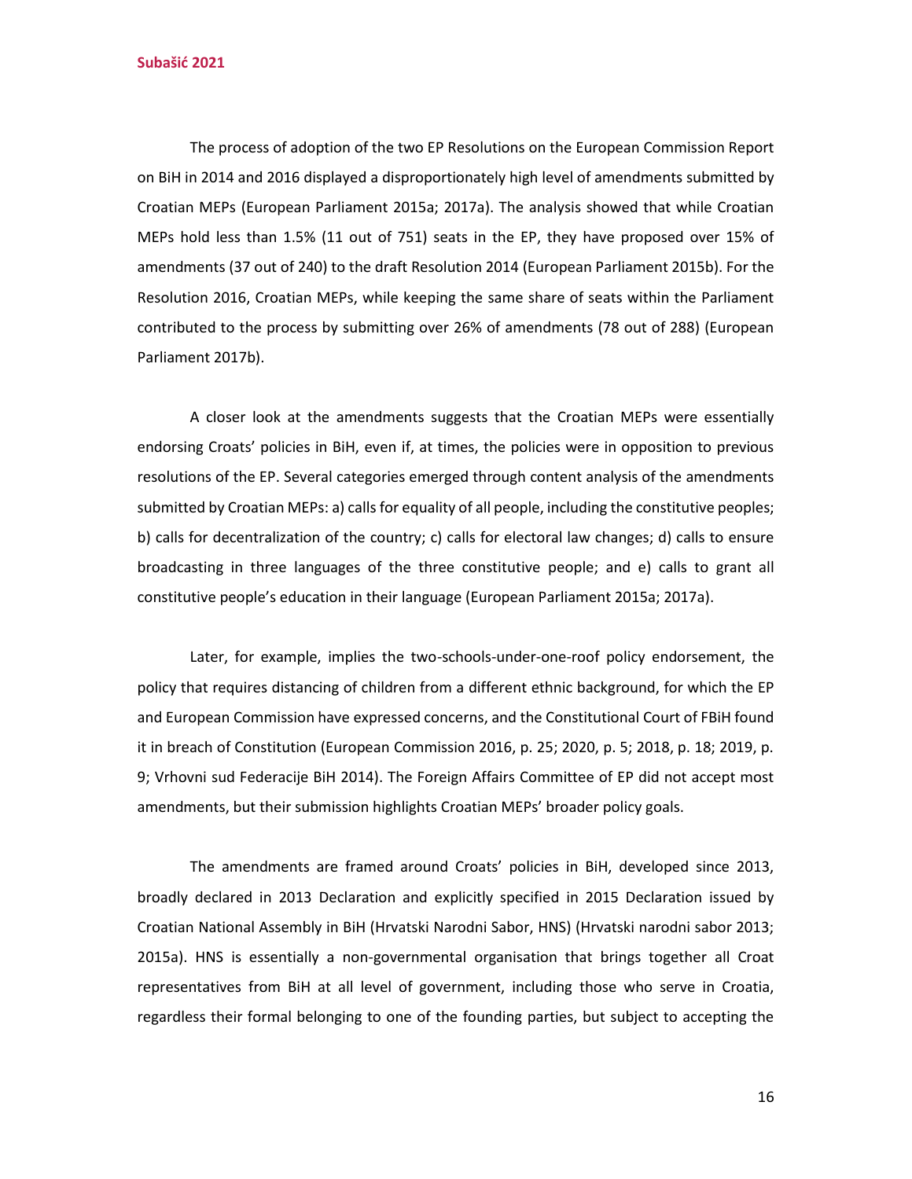The process of adoption of the two EP Resolutions on the European Commission Report on BiH in 2014 and 2016 displayed a disproportionately high level of amendments submitted by Croatian MEPs (European Parliament 2015a; 2017a). The analysis showed that while Croatian MEPs hold less than 1.5% (11 out of 751) seats in the EP, they have proposed over 15% of amendments (37 out of 240) to the draft Resolution 2014 (European Parliament 2015b). For the Resolution 2016, Croatian MEPs, while keeping the same share of seats within the Parliament contributed to the process by submitting over 26% of amendments (78 out of 288) (European Parliament 2017b).

A closer look at the amendments suggests that the Croatian MEPs were essentially endorsing Croats' policies in BiH, even if, at times, the policies were in opposition to previous resolutions of the EP. Several categories emerged through content analysis of the amendments submitted by Croatian MEPs: a) calls for equality of all people, including the constitutive peoples; b) calls for decentralization of the country; c) calls for electoral law changes; d) calls to ensure broadcasting in three languages of the three constitutive people; and e) calls to grant all constitutive people's education in their language (European Parliament 2015a; 2017a).

Later, for example, implies the two-schools-under-one-roof policy endorsement, the policy that requires distancing of children from a different ethnic background, for which the EP and European Commission have expressed concerns, and the Constitutional Court of FBiH found it in breach of Constitution (European Commission 2016, p. 25; 2020, p. 5; 2018, p. 18; 2019, p. 9; Vrhovni sud Federacije BiH 2014). The Foreign Affairs Committee of EP did not accept most amendments, but their submission highlights Croatian MEPs' broader policy goals.

The amendments are framed around Croats' policies in BiH, developed since 2013, broadly declared in 2013 Declaration and explicitly specified in 2015 Declaration issued by Croatian National Assembly in BiH (Hrvatski Narodni Sabor, HNS) (Hrvatski narodni sabor 2013; 2015a). HNS is essentially a non-governmental organisation that brings together all Croat representatives from BiH at all level of government, including those who serve in Croatia, regardless their formal belonging to one of the founding parties, but subject to accepting the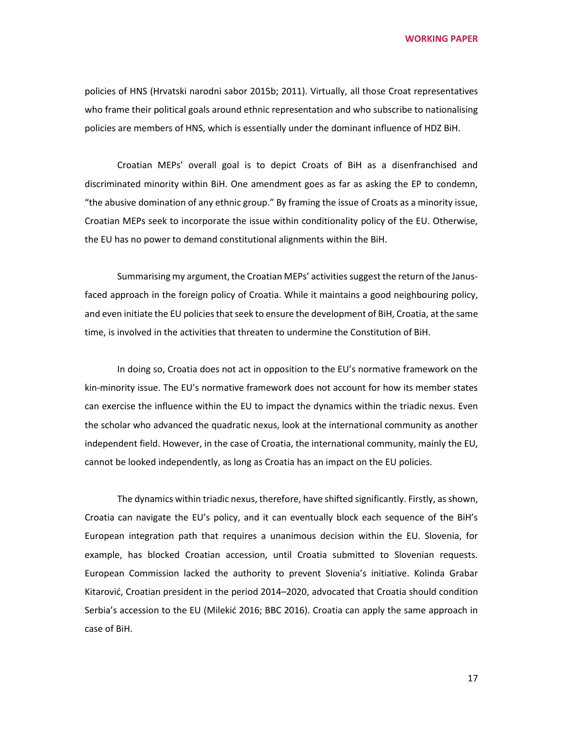policies of HNS (Hrvatski narodni sabor 2015b; 2011). Virtually, all those Croat representatives who frame their political goals around ethnic representation and who subscribe to nationalising policies are members of HNS, which is essentially under the dominant influence of HDZ BiH.

Croatian MEPs' overall goal is to depict Croats of BiH as a disenfranchised and discriminated minority within BiH. One amendment goes as far as asking the EP to condemn, "the abusive domination of any ethnic group." By framing the issue of Croats as a minority issue, Croatian MEPs seek to incorporate the issue within conditionality policy of the EU. Otherwise, the EU has no power to demand constitutional alignments within the BiH.

Summarising my argument, the Croatian MEPs' activities suggest the return of the Janus-faced approach in the foreign policy of Croatia. While it maintains a good neighbouring policy, and even initiate the EU policies that seek to ensure the development of BiH, Croatia, at the same time, is involved in the activities that threaten to undermine the Constitution of BiH.

In doing so, Croatia does not act in opposition to the EU's normative framework on the kin-minority issue. The EU's normative framework does not account for how its member states can exercise the influence within the EU to impact the dynamics within the triadic nexus. Even the scholar who advanced the quadratic nexus, look at the international community as another independent field. However, in the case of Croatia, the international community, mainly the EU, cannot be looked independently, as long as Croatia has an impact on the EU policies.

The dynamics within triadic nexus, therefore, have shifted significantly. Firstly, as shown, Croatia can navigate the EU's policy, and it can eventually block each sequence of the BiH's European integration path that requires a unanimous decision within the EU. Slovenia, for example, has blocked Croatian accession, until Croatia submitted to Slovenian requests. European Commission lacked the authority to prevent Slovenia's initiative. Kolinda Grabar Kitarović, Croatian president in the period 2014–2020, advocated that Croatia should condition Serbia's accession to the EU (Milekić 2016; BBC 2016). Croatia can apply the same approach in case of BiH.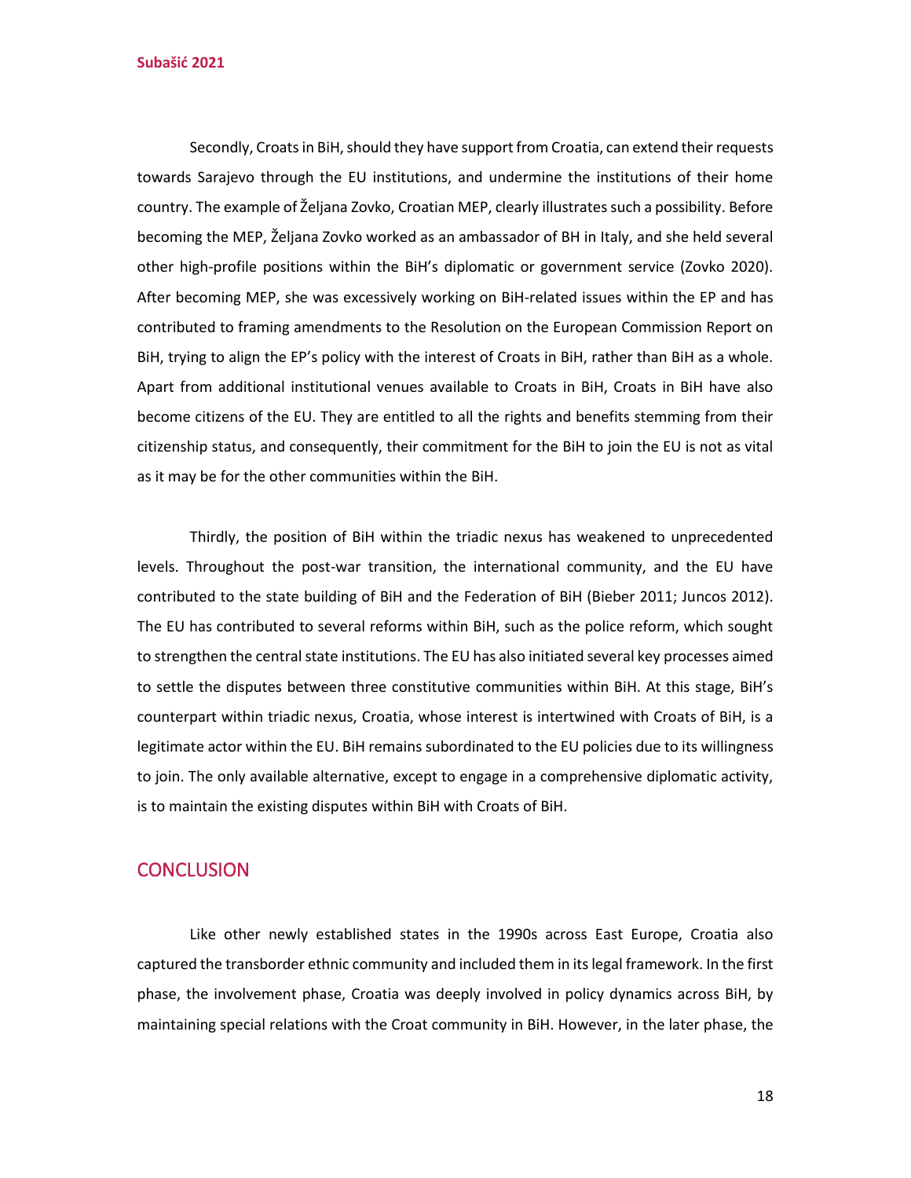Secondly, Croats in BiH, should they have support from Croatia, can extend their requests towards Sarajevo through the EU institutions, and undermine the institutions of their home country. The example of Željana Zovko, Croatian MEP, clearly illustrates such a possibility. Before becoming the MEP, Željana Zovko worked as an ambassador of BH in Italy, and she held several other high-profile positions within the BiH's diplomatic or government service (Zovko 2020). After becoming MEP, she was excessively working on BiH-related issues within the EP and has contributed to framing amendments to the Resolution on the European Commission Report on BiH, trying to align the EP's policy with the interest of Croats in BiH, rather than BiH as a whole. Apart from additional institutional venues available to Croats in BiH, Croats in BiH have also become citizens of the EU. They are entitled to all the rights and benefits stemming from their citizenship status, and consequently, their commitment for the BiH to join the EU is not as vital as it may be for the other communities within the BiH.

Thirdly, the position of BiH within the triadic nexus has weakened to unprecedented levels. Throughout the post-war transition, the international community, and the EU have contributed to the state building of BiH and the Federation of BiH (Bieber 2011; Juncos 2012). The EU has contributed to several reforms within BiH, such as the police reform, which sought to strengthen the central state institutions. The EU has also initiated several key processes aimed to settle the disputes between three constitutive communities within BiH. At this stage, BiH's counterpart within triadic nexus, Croatia, whose interest is intertwined with Croats of BiH, is a legitimate actor within the EU. BiH remains subordinated to the EU policies due to its willingness to join. The only available alternative, except to engage in a comprehensive diplomatic activity, is to maintain the existing disputes within BiH with Croats of BiH.

## CONCLUSION

Like other newly established states in the 1990s across East Europe, Croatia also captured the transborder ethnic community and included them in its legal framework. In the first phase, the involvement phase, Croatia was deeply involved in policy dynamics across BiH, by maintaining special relations with the Croat community in BiH. However, in the later phase, the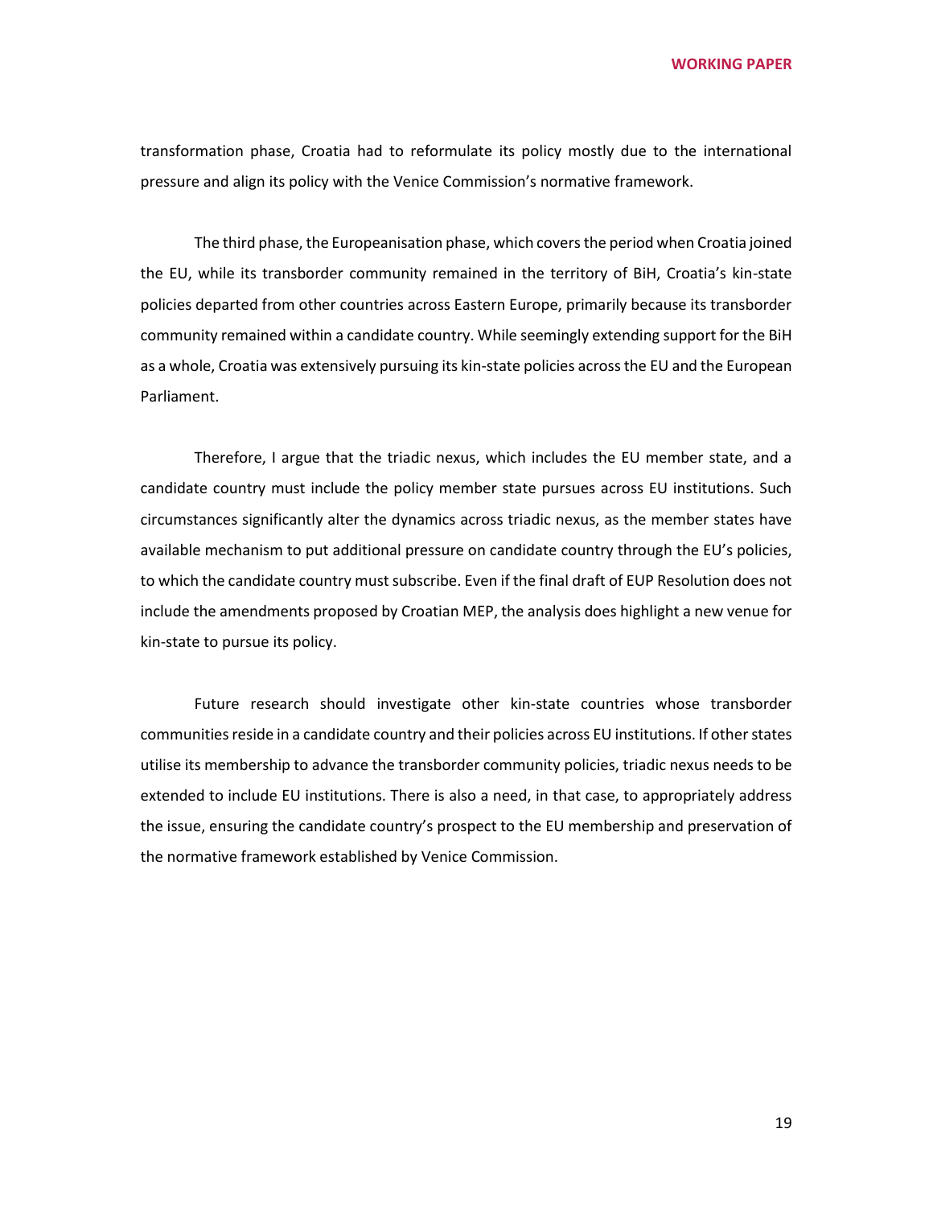transformation phase, Croatia had to reformulate its policy mostly due to the international pressure and align its policy with the Venice Commission's normative framework.

The third phase, the Europeanisation phase, which covers the period when Croatia joined the EU, while its transborder community remained in the territory of BiH, Croatia's kin-state policies departed from other countries across Eastern Europe, primarily because its transborder community remained within a candidate country. While seemingly extending support for the BiH as a whole, Croatia was extensively pursuing its kin-state policies across the EU and the European Parliament.

Therefore, I argue that the triadic nexus, which includes the EU member state, and a candidate country must include the policy member state pursues across EU institutions. Such circumstances significantly alter the dynamics across triadic nexus, as the member states have available mechanism to put additional pressure on candidate country through the EU's policies, to which the candidate country must subscribe. Even if the final draft of EUP Resolution does not include the amendments proposed by Croatian MEP, the analysis does highlight a new venue for kin-state to pursue its policy.

Future research should investigate other kin-state countries whose transborder communities reside in a candidate country and their policies across EU institutions. If other states utilise its membership to advance the transborder community policies, triadic nexus needs to be extended to include EU institutions. There is also a need, in that case, to appropriately address the issue, ensuring the candidate country's prospect to the EU membership and preservation of the normative framework established by Venice Commission.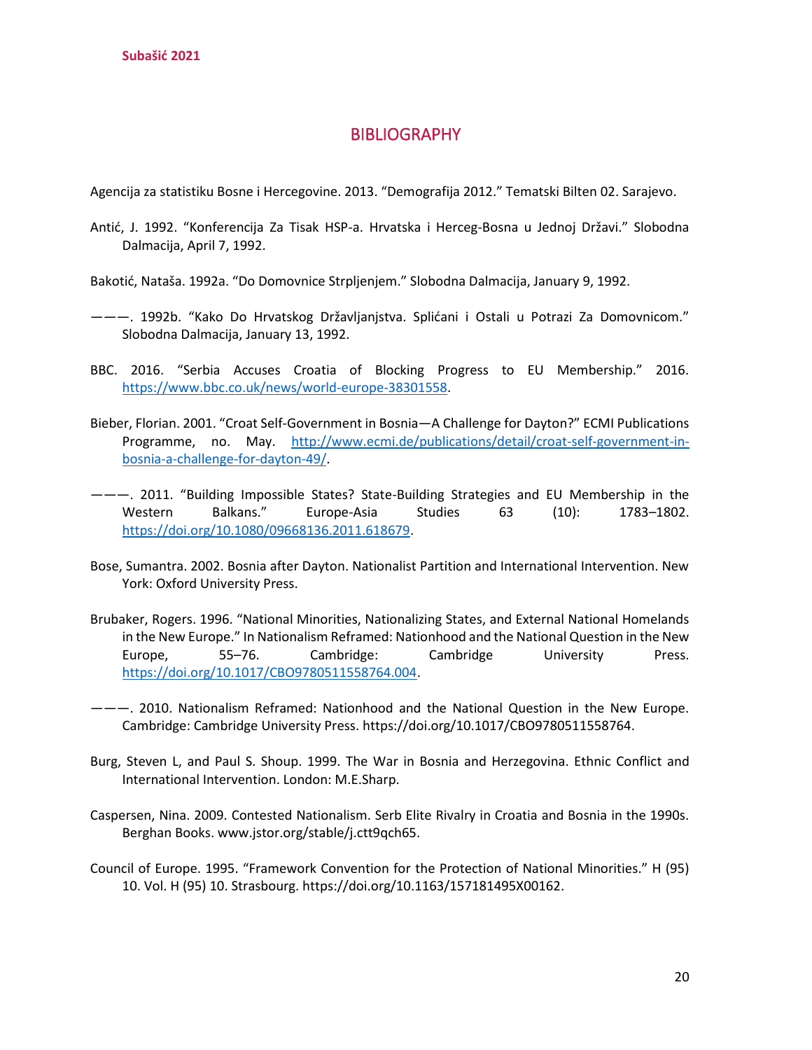## BIBLIOGRAPHY

Agencija za statistiku Bosne i Hercegovine. 2013. "Demografija 2012." Tematski Bilten 02. Sarajevo.

Antić, J. 1992. "Konferencija Za Tisak HSP-a. Hrvatska i Herceg-Bosna u Jednoj Državi." Slobodna Dalmacija, April 7, 1992.

Bakotić, Nataša. 1992a. "Do Domovnice Strpljenjem." Slobodna Dalmacija, January 9, 1992.

———. 1992b. "Kako Do Hrvatskog Državljanjstva. Splićani i Ostali u Potrazi Za Domovnicom." Slobodna Dalmacija, January 13, 1992.

BBC. 2016. "Serbia Accuses Croatia of Blocking Progress to EU Membership." 2016. https://www.bbc.co.uk/news/world-europe-38301558.

Bieber, Florian. 2001. "Croat Self-Government in Bosnia—A Challenge for Dayton?" ECMI Publications Programme, no. May. http://www.ecmi.de/publications/detail/croat-self-government-in-bosnia-a-challenge-for-dayton-49/.

———. 2011. "Building Impossible States? State-Building Strategies and EU Membership in the Western Balkans." Europe-Asia Studies 63 (10): 1783–1802. https://doi.org/10.1080/09668136.2011.618679.

Bose, Sumantra. 2002. Bosnia after Dayton. Nationalist Partition and International Intervention. New York: Oxford University Press.

Brubaker, Rogers. 1996. "National Minorities, Nationalizing States, and External National Homelands in the New Europe." In Nationalism Reframed: Nationhood and the National Question in the New Europe, 55–76. Cambridge: Cambridge University Press. https://doi.org/10.1017/CBO9780511558764.004.

———. 2010. Nationalism Reframed: Nationhood and the National Question in the New Europe. Cambridge: Cambridge University Press. https://doi.org/10.1017/CBO9780511558764.

Burg, Steven L, and Paul S. Shoup. 1999. The War in Bosnia and Herzegovina. Ethnic Conflict and International Intervention. London: M.E.Sharp.

Caspersen, Nina. 2009. Contested Nationalism. Serb Elite Rivalry in Croatia and Bosnia in the 1990s. Berghan Books. www.jstor.org/stable/j.ctt9qch65.

Council of Europe. 1995. "Framework Convention for the Protection of National Minorities." H (95) 10. Vol. H (95) 10. Strasbourg. https://doi.org/10.1163/157181495X00162.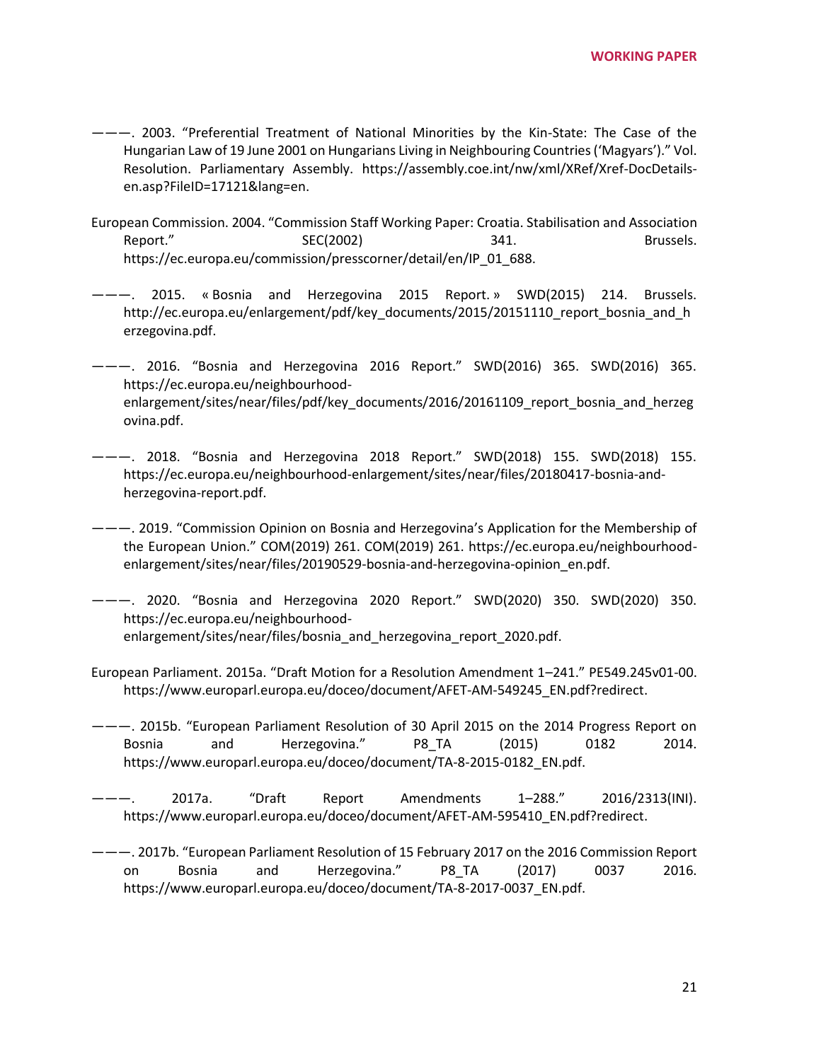———. 2003. “Preferential Treatment of National Minorities by the Kin-State: The Case of the Hungarian Law of 19 June 2001 on Hungarians Living in Neighbouring Countries (‘Magyars’).” Vol. Resolution. Parliamentary Assembly. https://assembly.coe.int/nw/xml/XRef/Xref-DocDetails-en.asp?FileID=17121&lang=en.

European Commission. 2004. “Commission Staff Working Paper: Croatia. Stabilisation and Association Report.” SEC(2002) 341. Brussels. https://ec.europa.eu/commission/presscorner/detail/en/IP_01_688.

———. 2015. « Bosnia and Herzegovina 2015 Report. » SWD(2015) 214. Brussels. http://ec.europa.eu/enlargement/pdf/key_documents/2015/20151110_report_bosnia_and_herzegovina.pdf.

———. 2016. “Bosnia and Herzegovina 2016 Report.” SWD(2016) 365. SWD(2016) 365. https://ec.europa.eu/neighbourhood-enlargement/sites/near/files/pdf/key_documents/2016/20161109_report_bosnia_and_herzegovina.pdf.

———. 2018. “Bosnia and Herzegovina 2018 Report.” SWD(2018) 155. SWD(2018) 155. https://ec.europa.eu/neighbourhood-enlargement/sites/near/files/20180417-bosnia-and-herzegovina-report.pdf.

———. 2019. “Commission Opinion on Bosnia and Herzegovina’s Application for the Membership of the European Union.” COM(2019) 261. COM(2019) 261. https://ec.europa.eu/neighbourhood-enlargement/sites/near/files/20190529-bosnia-and-herzegovina-opinion_en.pdf.

———. 2020. “Bosnia and Herzegovina 2020 Report.” SWD(2020) 350. SWD(2020) 350. https://ec.europa.eu/neighbourhood-enlargement/sites/near/files/bosnia_and_herzegovina_report_2020.pdf.

European Parliament. 2015a. “Draft Motion for a Resolution Amendment 1–241.” PE549.245v01-00. https://www.europarl.europa.eu/doceo/document/AFET-AM-549245_EN.pdf?redirect.

———. 2015b. “European Parliament Resolution of 30 April 2015 on the 2014 Progress Report on Bosnia and Herzegovina.” P8_TA (2015) 0182 2014. https://www.europarl.europa.eu/doceo/document/TA-8-2015-0182_EN.pdf.

———. 2017a. “Draft Report Amendments 1–288.” 2016/2313(INI). https://www.europarl.europa.eu/doceo/document/AFET-AM-595410_EN.pdf?redirect.

———. 2017b. “European Parliament Resolution of 15 February 2017 on the 2016 Commission Report on Bosnia and Herzegovina.” P8_TA (2017) 0037 2016. https://www.europarl.europa.eu/doceo/document/TA-8-2017-0037_EN.pdf.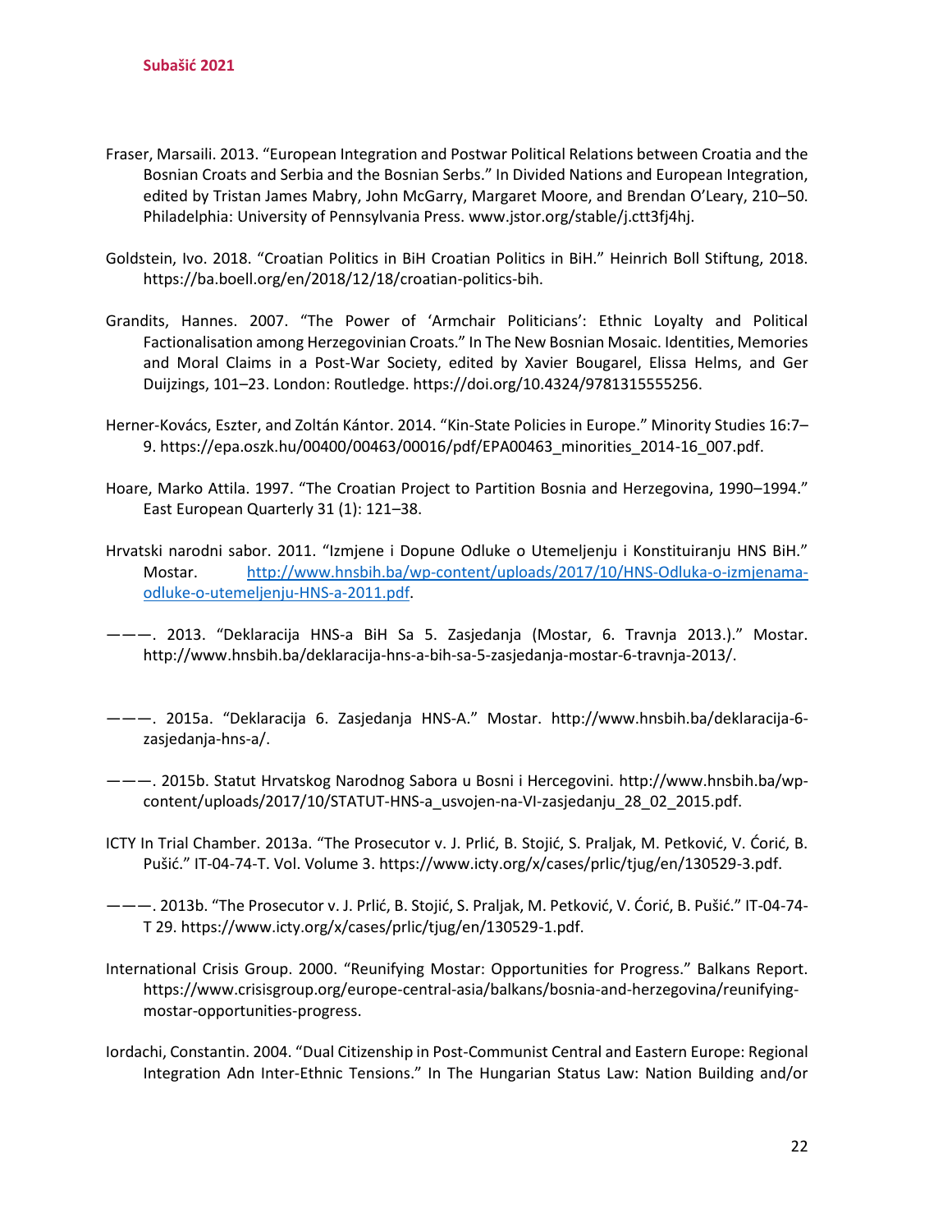Fraser, Marsaili. 2013. "European Integration and Postwar Political Relations between Croatia and the Bosnian Croats and Serbia and the Bosnian Serbs." In Divided Nations and European Integration, edited by Tristan James Mabry, John McGarry, Margaret Moore, and Brendan O'Leary, 210–50. Philadelphia: University of Pennsylvania Press. www.jstor.org/stable/j.ctt3fj4hj.

Goldstein, Ivo. 2018. "Croatian Politics in BiH Croatian Politics in BiH." Heinrich Boll Stiftung, 2018. https://ba.boell.org/en/2018/12/18/croatian-politics-bih.

Grandits, Hannes. 2007. "The Power of 'Armchair Politicians': Ethnic Loyalty and Political Factionalisation among Herzegovinian Croats." In The New Bosnian Mosaic. Identities, Memories and Moral Claims in a Post-War Society, edited by Xavier Bougarel, Elissa Helms, and Ger Duijzings, 101–23. London: Routledge. https://doi.org/10.4324/9781315555256.

Herner-Kovács, Eszter, and Zoltán Kántor. 2014. "Kin-State Policies in Europe." Minority Studies 16:7–9. https://epa.oszk.hu/00400/00463/00016/pdf/EPA00463_minorities_2014-16_007.pdf.

Hoare, Marko Attila. 1997. "The Croatian Project to Partition Bosnia and Herzegovina, 1990–1994." East European Quarterly 31 (1): 121–38.

Hrvatski narodni sabor. 2011. "Izmjene i Dopune Odluke o Utemeljenju i Konstituiranju HNS BiH." Mostar. [http://www.hnsbih.ba/wp-content/uploads/2017/10/HNS-Odluka-o-izmjenama-odluke-o-utemeljenju-HNS-a-2011.pdf](http://www.hnsbih.ba/wp-content/uploads/2017/10/HNS-Odluka-o-izmjenama-odluke-o-utemeljenju-HNS-a-2011.pdf).

———. 2013. "Deklaracija HNS-a BiH Sa 5. Zasjedanja (Mostar, 6. Travnja 2013.)." Mostar. http://www.hnsbih.ba/deklaracija-hns-a-bih-sa-5-zasjedanja-mostar-6-travnja-2013/.

———. 2015a. "Deklaracija 6. Zasjedanja HNS-A." Mostar. http://www.hnsbih.ba/deklaracija-6-zasjedanja-hns-a/.

———. 2015b. Statut Hrvatskog Narodnog Sabora u Bosni i Hercegovini. http://www.hnsbih.ba/wp-content/uploads/2017/10/STATUT-HNS-a_usvojen-na-VI-zasjedanju_28_02_2015.pdf.

ICTY In Trial Chamber. 2013a. "The Prosecutor v. J. Prlić, B. Stojić, S. Praljak, M. Petković, V. Ćorić, B. Pušić." IT-04-74-T. Vol. Volume 3. https://www.icty.org/x/cases/prlic/tjug/en/130529-3.pdf.

———. 2013b. "The Prosecutor v. J. Prlić, B. Stojić, S. Praljak, M. Petković, V. Ćorić, B. Pušić." IT-04-74-T 29. https://www.icty.org/x/cases/prlic/tjug/en/130529-1.pdf.

International Crisis Group. 2000. "Reunifying Mostar: Opportunities for Progress." Balkans Report. https://www.crisisgroup.org/europe-central-asia/balkans/bosnia-and-herzegovina/reunifying-mostar-opportunities-progress.

Iordachi, Constantin. 2004. "Dual Citizenship in Post-Communist Central and Eastern Europe: Regional Integration Adn Inter-Ethnic Tensions." In The Hungarian Status Law: Nation Building and/or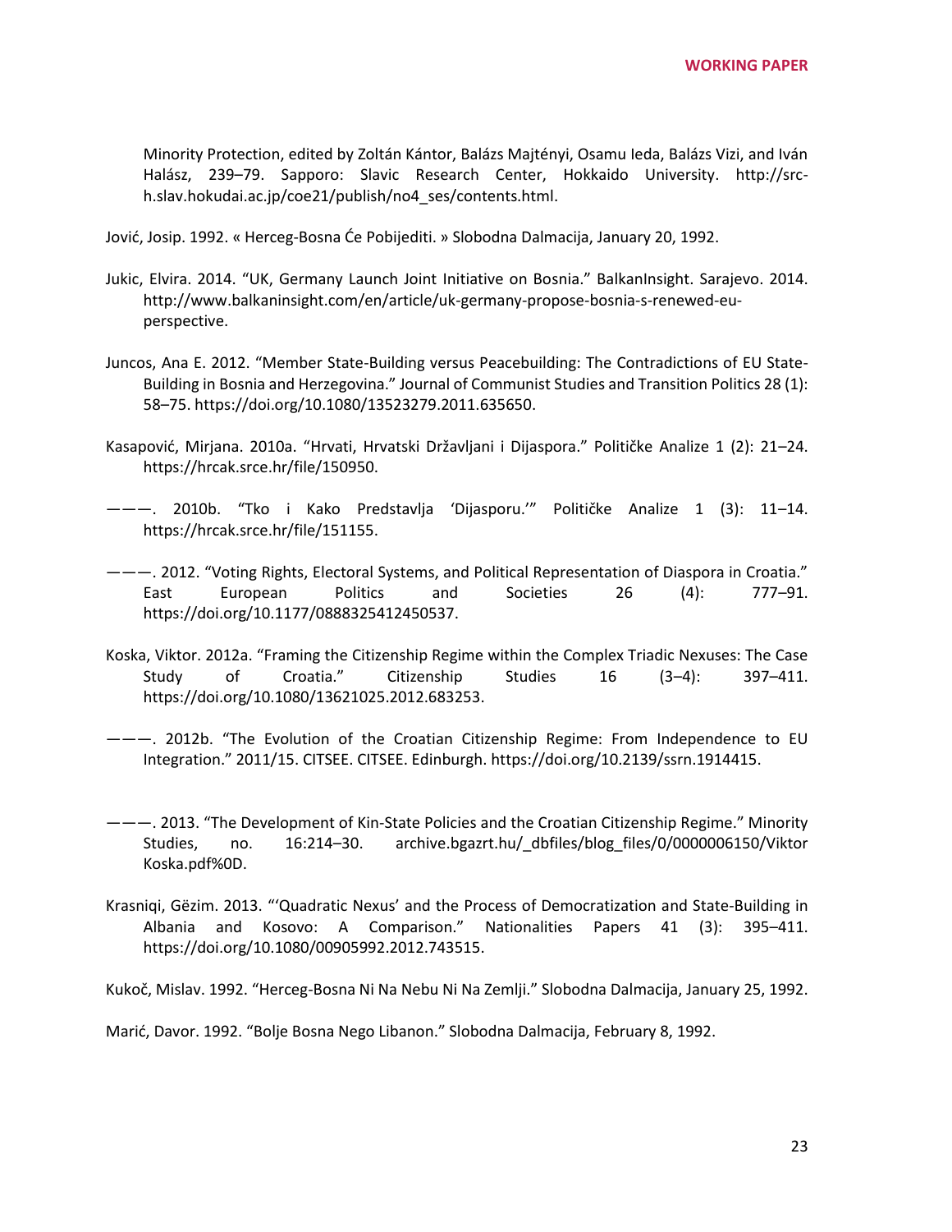Minority Protection, edited by Zoltán Kántor, Balázs Majtényi, Osamu Ieda, Balázs Vizi, and Iván Halász, 239–79. Sapporo: Slavic Research Center, Hokkaido University. http://src-h.slav.hokudai.ac.jp/coe21/publish/no4_ses/contents.html.

Jović, Josip. 1992. « Herceg-Bosna Će Pobijediti. » Slobodna Dalmacija, January 20, 1992.

Jukic, Elvira. 2014. "UK, Germany Launch Joint Initiative on Bosnia." BalkanInsight. Sarajevo. 2014. http://www.balkaninsight.com/en/article/uk-germany-propose-bosnia-s-renewed-eu-perspective.

Juncos, Ana E. 2012. "Member State-Building versus Peacebuilding: The Contradictions of EU State-Building in Bosnia and Herzegovina." Journal of Communist Studies and Transition Politics 28 (1): 58–75. https://doi.org/10.1080/13523279.2011.635650.

Kasapović, Mirjana. 2010a. "Hrvati, Hrvatski Državljani i Dijaspora." Političke Analize 1 (2): 21–24. https://hrcak.srce.hr/file/150950.

———. 2010b. "Tko i Kako Predstavlja 'Dijasporu.'" Političke Analize 1 (3): 11–14. https://hrcak.srce.hr/file/151155.

———. 2012. "Voting Rights, Electoral Systems, and Political Representation of Diaspora in Croatia." East European Politics and Societies 26 (4): 777–91. https://doi.org/10.1177/0888325412450537.

Koska, Viktor. 2012a. "Framing the Citizenship Regime within the Complex Triadic Nexuses: The Case Study of Croatia." Citizenship Studies 16 (3–4): 397–411. https://doi.org/10.1080/13621025.2012.683253.

———. 2012b. "The Evolution of the Croatian Citizenship Regime: From Independence to EU Integration." 2011/15. CITSEE. CITSEE. Edinburgh. https://doi.org/10.2139/ssrn.1914415.

———. 2013. "The Development of Kin-State Policies and the Croatian Citizenship Regime." Minority Studies, no. 16:214–30. archive.bgazrt.hu/_dbfiles/blog_files/0/0000006150/Viktor Koska.pdf%0D.

Krasniqi, Gëzim. 2013. "'Quadratic Nexus' and the Process of Democratization and State-Building in Albania and Kosovo: A Comparison." Nationalities Papers 41 (3): 395–411. https://doi.org/10.1080/00905992.2012.743515.

Kukoč, Mislav. 1992. "Herceg-Bosna Ni Na Nebu Ni Na Zemlji." Slobodna Dalmacija, January 25, 1992.

Marić, Davor. 1992. "Bolje Bosna Nego Libanon." Slobodna Dalmacija, February 8, 1992.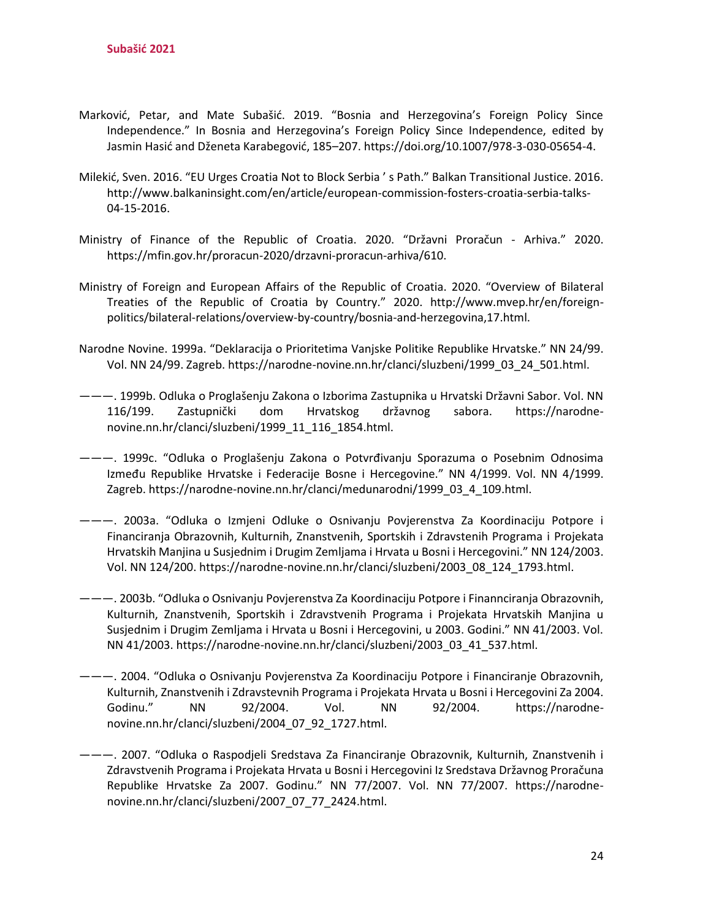Marković, Petar, and Mate Subašić. 2019. "Bosnia and Herzegovina's Foreign Policy Since Independence." In Bosnia and Herzegovina's Foreign Policy Since Independence, edited by Jasmin Hasić and Dženeta Karabegović, 185–207. https://doi.org/10.1007/978-3-030-05654-4.

Milekić, Sven. 2016. "EU Urges Croatia Not to Block Serbia ' s Path." Balkan Transitional Justice. 2016. http://www.balkaninsight.com/en/article/european-commission-fosters-croatia-serbia-talks-04-15-2016.

Ministry of Finance of the Republic of Croatia. 2020. "Državni Proračun - Arhiva." 2020. https://mfin.gov.hr/proracun-2020/drzavni-proracun-arhiva/610.

Ministry of Foreign and European Affairs of the Republic of Croatia. 2020. "Overview of Bilateral Treaties of the Republic of Croatia by Country." 2020. http://www.mvep.hr/en/foreign-politics/bilateral-relations/overview-by-country/bosnia-and-herzegovina,17.html.

Narodne Novine. 1999a. "Deklaracija o Prioritetima Vanjske Politike Republike Hrvatske." NN 24/99. Vol. NN 24/99. Zagreb. https://narodne-novine.nn.hr/clanci/sluzbeni/1999_03_24_501.html.

———. 1999b. Odluka o Proglašenju Zakona o Izborima Zastupnika u Hrvatski Državni Sabor. Vol. NN 116/199. Zastupnički dom Hrvatskog državnog sabora. https://narodne-novine.nn.hr/clanci/sluzbeni/1999_11_116_1854.html.

———. 1999c. "Odluka o Proglašenju Zakona o Potvrđivanju Sporazuma o Posebnim Odnosima Između Republike Hrvatske i Federacije Bosne i Hercegovine." NN 4/1999. Vol. NN 4/1999. Zagreb. https://narodne-novine.nn.hr/clanci/medunarodni/1999_03_4_109.html.

———. 2003a. "Odluka o Izmjeni Odluke o Osnivanju Povjerenstva Za Koordinaciju Potpore i Financiranja Obrazovnih, Kulturnih, Znanstvenih, Sportskih i Zdravstenih Programa i Projekata Hrvatskih Manjina u Susjednim i Drugim Zemljama i Hrvata u Bosni i Hercegovini." NN 124/2003. Vol. NN 124/200. https://narodne-novine.nn.hr/clanci/sluzbeni/2003_08_124_1793.html.

———. 2003b. "Odluka o Osnivanju Povjerenstva Za Koordinaciju Potpore i Finannciranja Obrazovnih, Kulturnih, Znanstvenih, Sportskih i Zdravstvenih Programa i Projekata Hrvatskih Manjina u Susjednim i Drugim Zemljama i Hrvata u Bosni i Hercegovini, u 2003. Godini." NN 41/2003. Vol. NN 41/2003. https://narodne-novine.nn.hr/clanci/sluzbeni/2003_03_41_537.html.

———. 2004. "Odluka o Osnivanju Povjerenstva Za Koordinaciju Potpore i Financiranje Obrazovnih, Kulturnih, Znanstvenih i Zdravstevnih Programa i Projekata Hrvata u Bosni i Hercegovini Za 2004. Godinu." NN 92/2004. Vol. NN 92/2004. https://narodne-novine.nn.hr/clanci/sluzbeni/2004_07_92_1727.html.

———. 2007. "Odluka o Raspodjeli Sredstava Za Financiranje Obrazovnik, Kulturnih, Znanstvenih i Zdravstvenih Programa i Projekata Hrvata u Bosni i Hercegovini Iz Sredstava Državnog Proračuna Republike Hrvatske Za 2007. Godinu." NN 77/2007. Vol. NN 77/2007. https://narodne-novine.nn.hr/clanci/sluzbeni/2007_07_77_2424.html.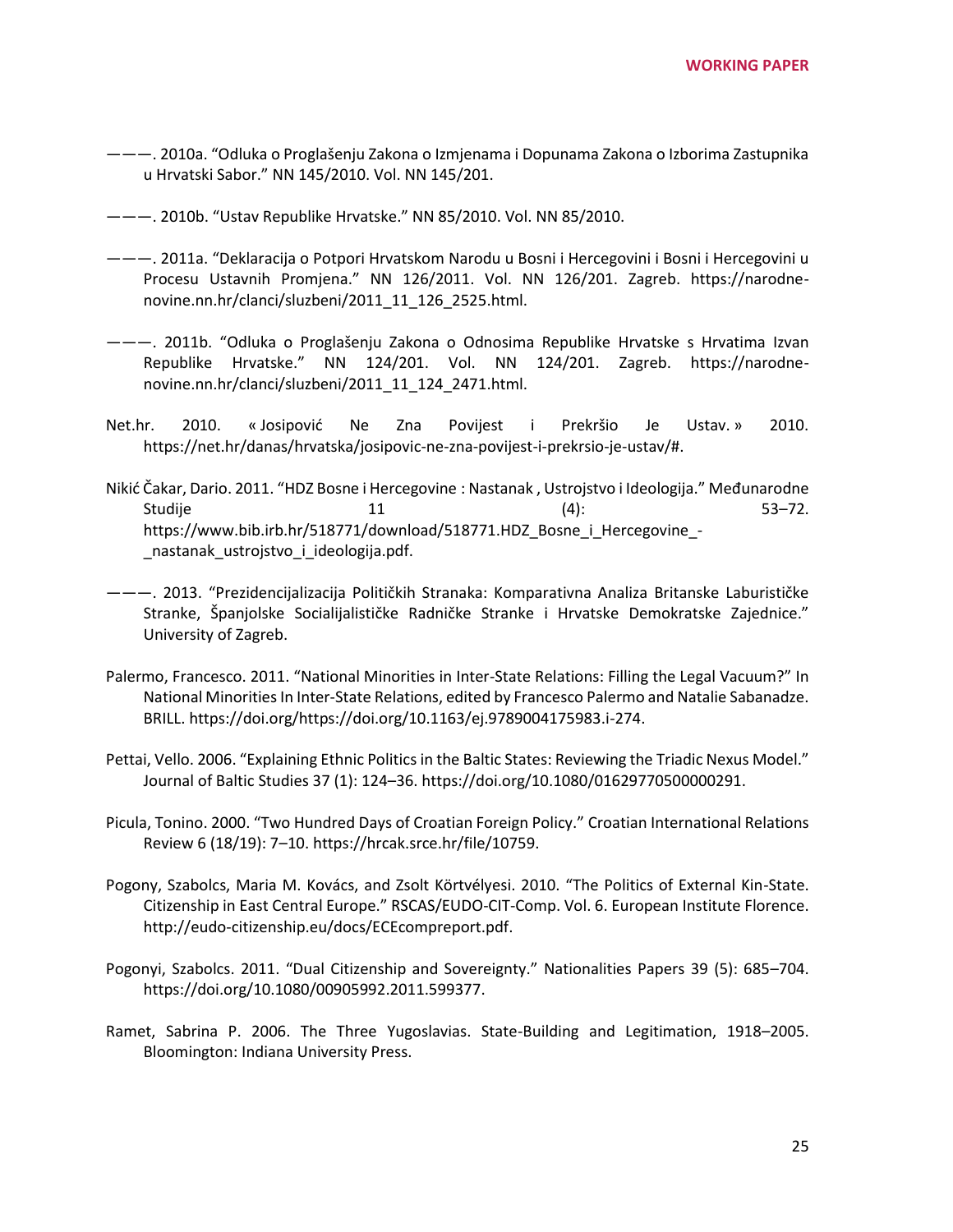———. 2010a. "Odluka o Proglašenju Zakona o Izmjenama i Dopunama Zakona o Izborima Zastupnika u Hrvatski Sabor." NN 145/2010. Vol. NN 145/201.

———. 2010b. "Ustav Republike Hrvatske." NN 85/2010. Vol. NN 85/2010.

———. 2011a. "Deklaracija o Potpori Hrvatskom Narodu u Bosni i Hercegovini i Bosni i Hercegovini u Procesu Ustavnih Promjena." NN 126/2011. Vol. NN 126/201. Zagreb. https://narodne-novine.nn.hr/clanci/sluzbeni/2011_11_126_2525.html.

———. 2011b. "Odluka o Proglašenju Zakona o Odnosima Republike Hrvatske s Hrvatima Izvan Republike Hrvatske." NN 124/201. Vol. NN 124/201. Zagreb. https://narodne-novine.nn.hr/clanci/sluzbeni/2011_11_124_2471.html.

Net.hr. 2010. « Josipović Ne Zna Povijest i Prekršio Je Ustav. » 2010. https://net.hr/danas/hrvatska/josipovic-ne-zna-povijest-i-prekrsio-je-ustav/#.

Nikić Čakar, Dario. 2011. "HDZ Bosne i Hercegovine : Nastanak , Ustrojstvo i Ideologija." Međunarodne Studije 11 (4): 53–72. https://www.bib.irb.hr/518771/download/518771.HDZ_Bosne_i_Hercegovine_-_nastanak_ustrojstvo_i_ideologija.pdf.

———. 2013. "Prezidencijalizacija Političkih Stranaka: Komparativna Analiza Britanske Laburističke Stranke, Španjolske Socialijalističke Radničke Stranke i Hrvatske Demokratske Zajednice." University of Zagreb.

Palermo, Francesco. 2011. "National Minorities in Inter-State Relations: Filling the Legal Vacuum?" In National Minorities In Inter-State Relations, edited by Francesco Palermo and Natalie Sabanadze. BRILL. https://doi.org/https://doi.org/10.1163/ej.9789004175983.i-274.

Pettai, Vello. 2006. "Explaining Ethnic Politics in the Baltic States: Reviewing the Triadic Nexus Model." Journal of Baltic Studies 37 (1): 124–36. https://doi.org/10.1080/01629770500000291.

Picula, Tonino. 2000. "Two Hundred Days of Croatian Foreign Policy." Croatian International Relations Review 6 (18/19): 7–10. https://hrcak.srce.hr/file/10759.

Pogony, Szabolcs, Maria M. Kovács, and Zsolt Körtvélyesi. 2010. "The Politics of External Kin-State. Citizenship in East Central Europe." RSCAS/EUDO-CIT-Comp. Vol. 6. European Institute Florence. http://eudo-citizenship.eu/docs/ECEcompreport.pdf.

Pogonyi, Szabolcs. 2011. "Dual Citizenship and Sovereignty." Nationalities Papers 39 (5): 685–704. https://doi.org/10.1080/00905992.2011.599377.

Ramet, Sabrina P. 2006. The Three Yugoslavias. State-Building and Legitimation, 1918–2005. Bloomington: Indiana University Press.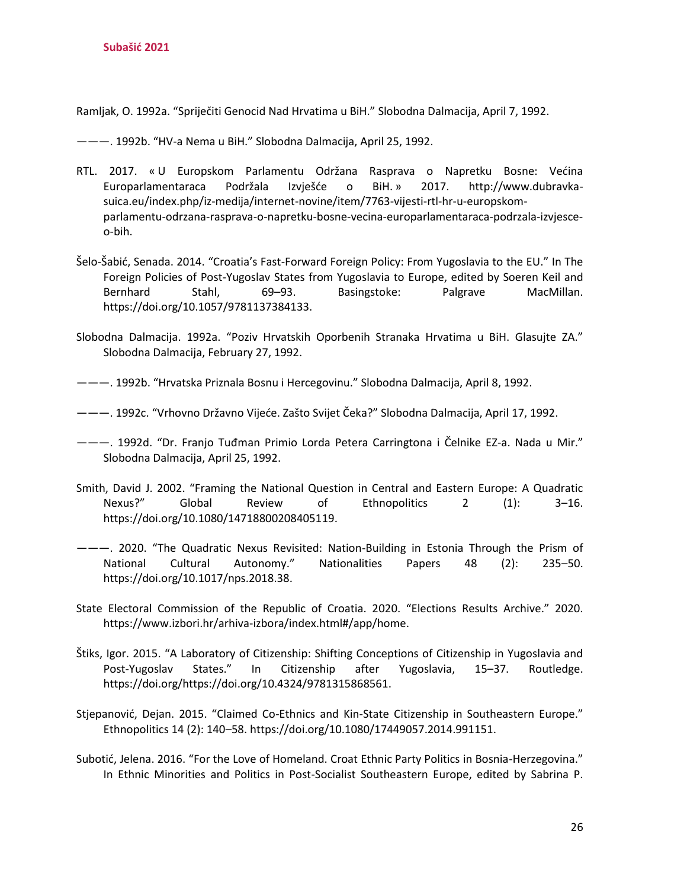Ramljak, O. 1992a. “Spriječiti Genocid Nad Hrvatima u BiH.” Slobodna Dalmacija, April 7, 1992.

———. 1992b. “HV-a Nema u BiH.” Slobodna Dalmacija, April 25, 1992.

RTL. 2017. « U Europskom Parlamentu Održana Rasprava o Napretku Bosne: Većina Europarlamentaraca Podržala Izvješće o BiH. » 2017. http://www.dubravka-suica.eu/index.php/iz-medija/internet-novine/item/7763-vijesti-rtl-hr-u-europskom-parlamentu-odrzana-rasprava-o-napretku-bosne-vecina-europarlamentaraca-podrzala-izvjesce-o-bih.

Šelo-Šabić, Senada. 2014. “Croatia’s Fast-Forward Foreign Policy: From Yugoslavia to the EU.” In The Foreign Policies of Post-Yugoslav States from Yugoslavia to Europe, edited by Soeren Keil and Bernhard Stahl, 69–93. Basingstoke: Palgrave MacMillan. https://doi.org/10.1057/9781137384133.

Slobodna Dalmacija. 1992a. “Poziv Hrvatskih Oporbenih Stranaka Hrvatima u BiH. Glasujte ZA.” Slobodna Dalmacija, February 27, 1992.

———. 1992b. “Hrvatska Priznala Bosnu i Hercegovinu.” Slobodna Dalmacija, April 8, 1992.

———. 1992c. “Vrhovno Državno Vijeće. Zašto Svijet Čeka?” Slobodna Dalmacija, April 17, 1992.

———. 1992d. “Dr. Franjo Tuđman Primio Lorda Petera Carringtona i Čelnike EZ-a. Nada u Mir.” Slobodna Dalmacija, April 25, 1992.

Smith, David J. 2002. “Framing the National Question in Central and Eastern Europe: A Quadratic Nexus?” Global Review of Ethnopolitics 2 (1): 3–16. https://doi.org/10.1080/14718800208405119.

———. 2020. “The Quadratic Nexus Revisited: Nation-Building in Estonia Through the Prism of National Cultural Autonomy.” Nationalities Papers 48 (2): 235–50. https://doi.org/10.1017/nps.2018.38.

State Electoral Commission of the Republic of Croatia. 2020. “Elections Results Archive.” 2020. https://www.izbori.hr/arhiva-izbora/index.html#/app/home.

Štiks, Igor. 2015. “A Laboratory of Citizenship: Shifting Conceptions of Citizenship in Yugoslavia and Post-Yugoslav States.” In Citizenship after Yugoslavia, 15–37. Routledge. https://doi.org/https://doi.org/10.4324/9781315868561.

Stjepanović, Dejan. 2015. “Claimed Co-Ethnics and Kin-State Citizenship in Southeastern Europe.” Ethnopolitics 14 (2): 140–58. https://doi.org/10.1080/17449057.2014.991151.

Subotić, Jelena. 2016. “For the Love of Homeland. Croat Ethnic Party Politics in Bosnia-Herzegovina.” In Ethnic Minorities and Politics in Post-Socialist Southeastern Europe, edited by Sabrina P.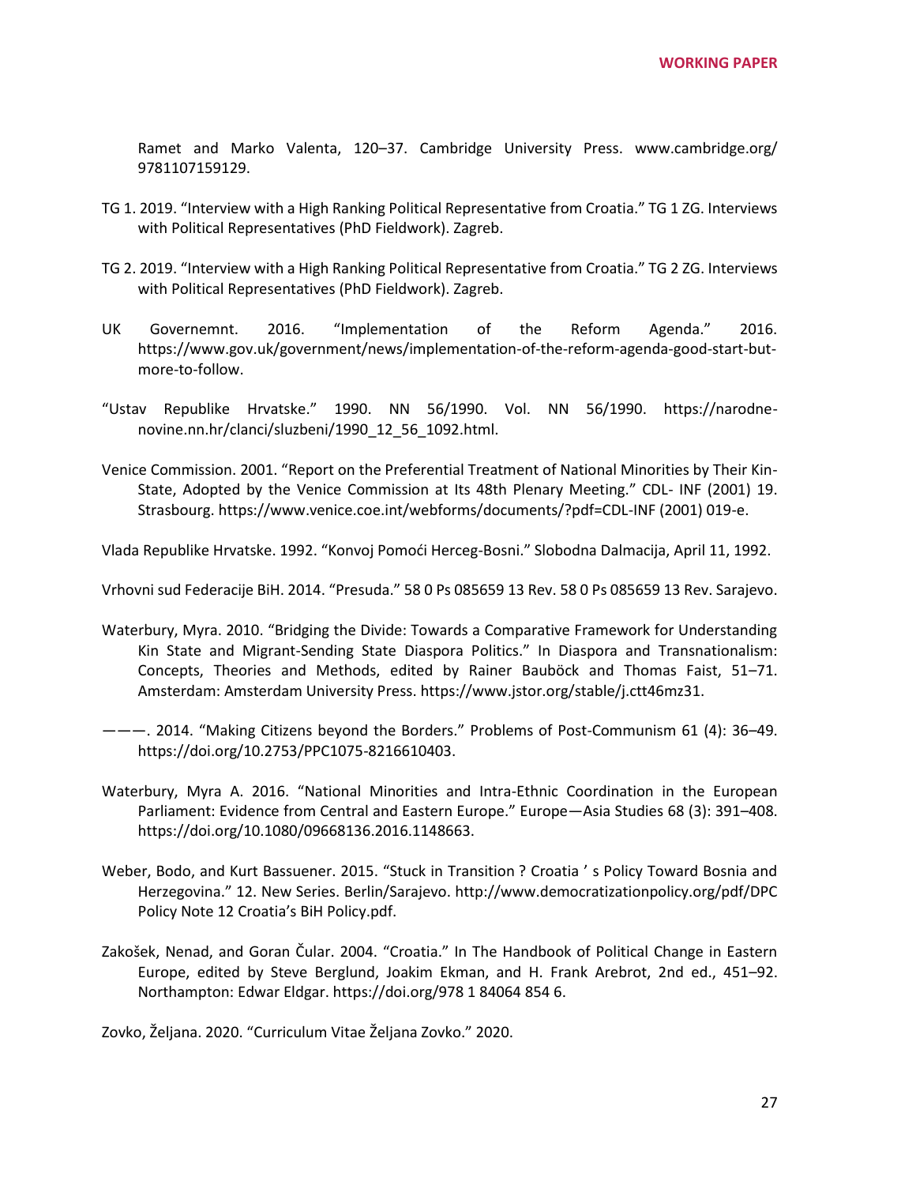Ramet and Marko Valenta, 120–37. Cambridge University Press. www.cambridge.org/9781107159129.

TG 1. 2019. "Interview with a High Ranking Political Representative from Croatia." TG 1 ZG. Interviews with Political Representatives (PhD Fieldwork). Zagreb.

TG 2. 2019. "Interview with a High Ranking Political Representative from Croatia." TG 2 ZG. Interviews with Political Representatives (PhD Fieldwork). Zagreb.

UK Governemnt. 2016. "Implementation of the Reform Agenda." 2016. https://www.gov.uk/government/news/implementation-of-the-reform-agenda-good-start-but-more-to-follow.

"Ustav Republike Hrvatske." 1990. NN 56/1990. Vol. NN 56/1990. https://narodne-novine.nn.hr/clanci/sluzbeni/1990_12_56_1092.html.

Venice Commission. 2001. "Report on the Preferential Treatment of National Minorities by Their Kin-State, Adopted by the Venice Commission at Its 48th Plenary Meeting." CDL- INF (2001) 19. Strasbourg. https://www.venice.coe.int/webforms/documents/?pdf=CDL-INF (2001) 019-e.

Vlada Republike Hrvatske. 1992. "Konvoj Pomoći Herceg-Bosni." Slobodna Dalmacija, April 11, 1992.

Vrhovni sud Federacije BiH. 2014. "Presuda." 58 0 Ps 085659 13 Rev. 58 0 Ps 085659 13 Rev. Sarajevo.

Waterbury, Myra. 2010. "Bridging the Divide: Towards a Comparative Framework for Understanding Kin State and Migrant-Sending State Diaspora Politics." In Diaspora and Transnationalism: Concepts, Theories and Methods, edited by Rainer Bauböck and Thomas Faist, 51–71. Amsterdam: Amsterdam University Press. https://www.jstor.org/stable/j.ctt46mz31.

———. 2014. "Making Citizens beyond the Borders." Problems of Post-Communism 61 (4): 36–49. https://doi.org/10.2753/PPC1075-8216610403.

Waterbury, Myra A. 2016. "National Minorities and Intra-Ethnic Coordination in the European Parliament: Evidence from Central and Eastern Europe." Europe—Asia Studies 68 (3): 391–408. https://doi.org/10.1080/09668136.2016.1148663.

Weber, Bodo, and Kurt Bassuener. 2015. "Stuck in Transition ? Croatia ' s Policy Toward Bosnia and Herzegovina." 12. New Series. Berlin/Sarajevo. http://www.democratizationpolicy.org/pdf/DPC Policy Note 12 Croatia's BiH Policy.pdf.

Zakošek, Nenad, and Goran Čular. 2004. "Croatia." In The Handbook of Political Change in Eastern Europe, edited by Steve Berglund, Joakim Ekman, and H. Frank Arebrot, 2nd ed., 451–92. Northampton: Edwar Eldgar. https://doi.org/978 1 84064 854 6.

Zovko, Željana. 2020. "Curriculum Vitae Željana Zovko." 2020.